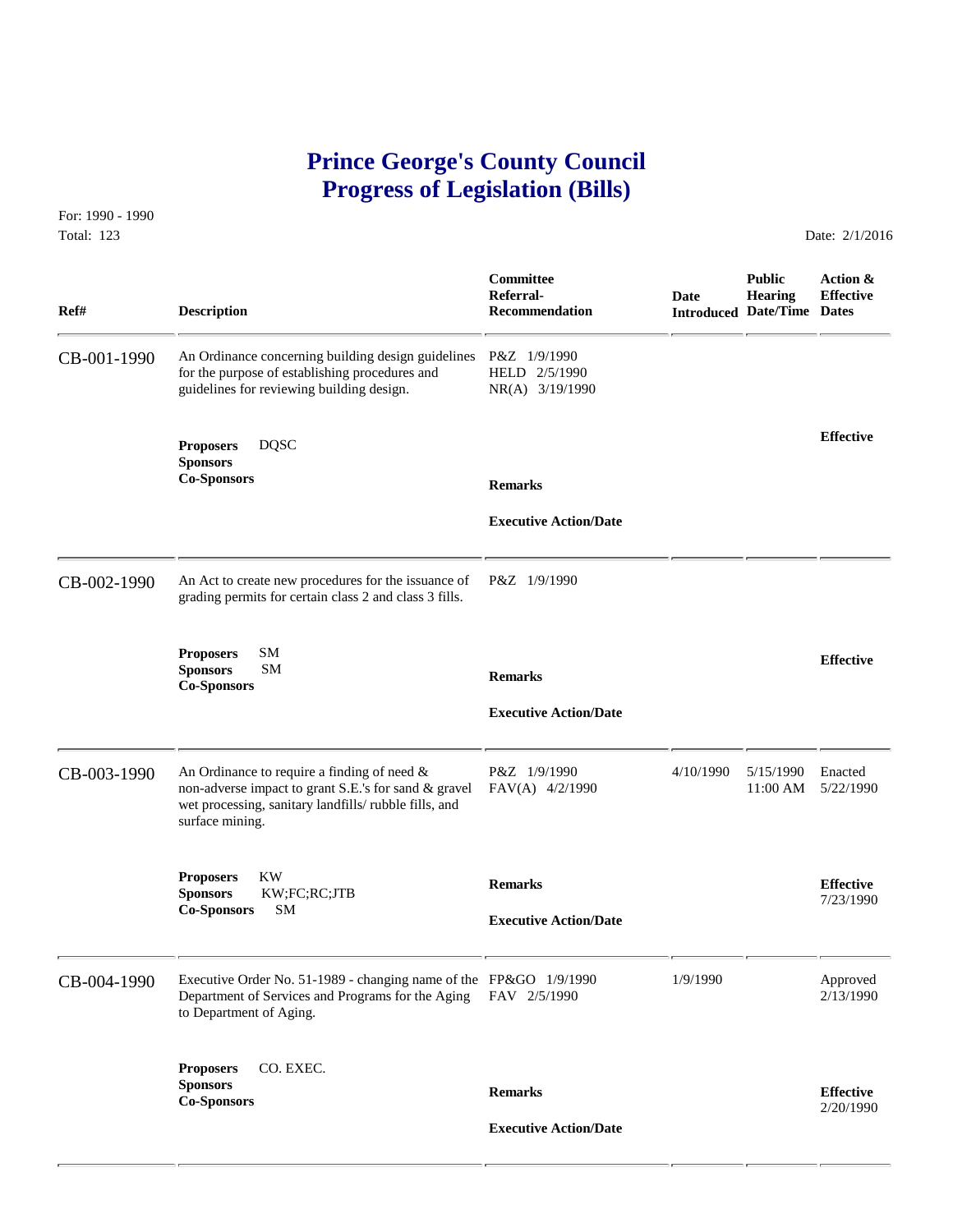# Prince George's County Council
# Progress of Legislation (Bills)

For: 1990 - 1990
Total: 123

Date: 2/1/2016

| Ref# | Description | Committee Referral-Recommendation | Date Introduced | Public Hearing Date/Time | Action & Effective Dates |
|---|---|---|---|---|---|
| CB-001-1990 | An Ordinance concerning building design guidelines for the purpose of establishing procedures and guidelines for reviewing building design. | P&Z 1/9/1990<br>HELD 2/5/1990<br>NR(A) 3/19/1990 | | | |
| | **Proposers** DQSC<br>**Sponsors**<br>**Co-Sponsors** | **Remarks**<br><br>**Executive Action/Date** | | | **Effective** |
| CB-002-1990 | An Act to create new procedures for the issuance of grading permits for certain class 2 and class 3 fills. | P&Z 1/9/1990 | | | |
| | **Proposers** SM<br>**Sponsors** SM<br>**Co-Sponsors** | **Remarks**<br><br>**Executive Action/Date** | | | **Effective** |
| CB-003-1990 | An Ordinance to require a finding of need & non-adverse impact to grant S.E.'s for sand & gravel wet processing, sanitary landfills/ rubble fills, and surface mining. | P&Z 1/9/1990<br>FAV(A) 4/2/1990 | 4/10/1990 | 5/15/1990 11:00 AM | Enacted 5/22/1990 |
| | **Proposers** KW<br>**Sponsors** KW;FC;RC;JTB<br>**Co-Sponsors** SM | **Remarks**<br><br>**Executive Action/Date** | | | **Effective** 7/23/1990 |
| CB-004-1990 | Executive Order No. 51-1989 - changing name of the Department of Services and Programs for the Aging to Department of Aging. | FP&GO 1/9/1990<br>FAV 2/5/1990 | 1/9/1990 | | Approved 2/13/1990 |
| | **Proposers** CO. EXEC.<br>**Sponsors**<br>**Co-Sponsors** | **Remarks**<br><br>**Executive Action/Date** | | | **Effective** 2/20/1990 |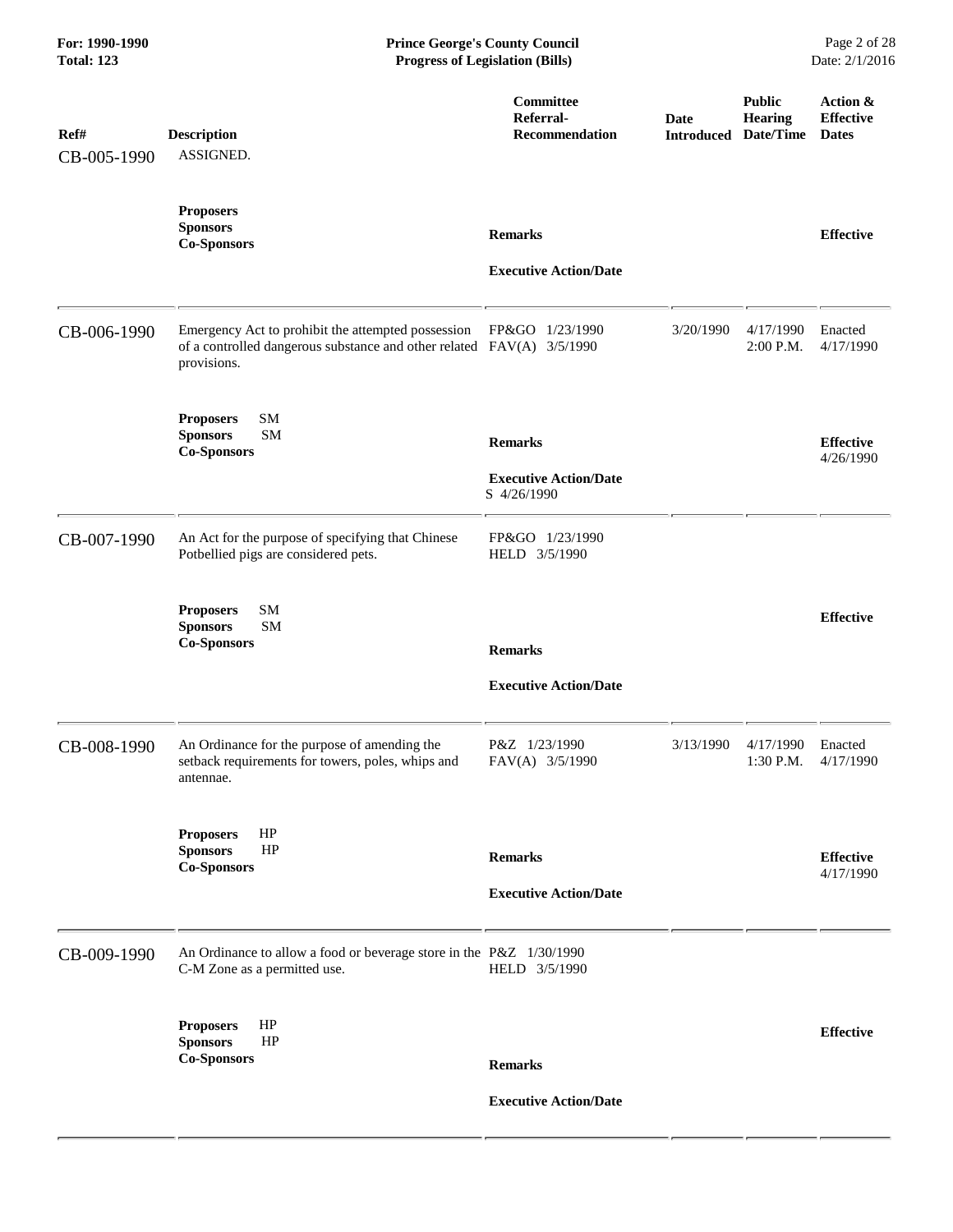| Ref# | Description | Committee Referral-Recommendation | Date Introduced | Public Hearing Date/Time | Action & Effective Dates |
|---|---|---|---|---|---|
| CB-005-1990 | ASSIGNED. | | | | |
| | **Proposers**<br>**Sponsors**<br>**Co-Sponsors** | **Remarks**<br><br>**Executive Action/Date** | | | **Effective** |
| CB-006-1990 | Emergency Act to prohibit the attempted possession of a controlled dangerous substance and other related provisions. | FP&GO 1/23/1990<br>FAV(A) 3/5/1990 | 3/20/1990 | 4/17/1990<br>2:00 P.M. | Enacted<br>4/17/1990 |
| | **Proposers** SM<br>**Sponsors** SM<br>**Co-Sponsors** | **Remarks**<br><br>**Executive Action/Date**<br>S 4/26/1990 | | | **Effective**<br>4/26/1990 |
| CB-007-1990 | An Act for the purpose of specifying that Chinese Potbellied pigs are considered pets. | FP&GO 1/23/1990<br>HELD 3/5/1990 | | | |
| | **Proposers** SM<br>**Sponsors** SM<br>**Co-Sponsors** | **Remarks**<br><br>**Executive Action/Date** | | | **Effective** |
| CB-008-1990 | An Ordinance for the purpose of amending the setback requirements for towers, poles, whips and antennae. | P&Z 1/23/1990<br>FAV(A) 3/5/1990 | 3/13/1990 | 4/17/1990<br>1:30 P.M. | Enacted<br>4/17/1990 |
| | **Proposers** HP<br>**Sponsors** HP<br>**Co-Sponsors** | **Remarks**<br><br>**Executive Action/Date** | | | **Effective**<br>4/17/1990 |
| CB-009-1990 | An Ordinance to allow a food or beverage store in the C-M Zone as a permitted use. | P&Z 1/30/1990<br>HELD 3/5/1990 | | | |
| | **Proposers** HP<br>**Sponsors** HP<br>**Co-Sponsors** | **Remarks**<br><br>**Executive Action/Date** | | | **Effective** |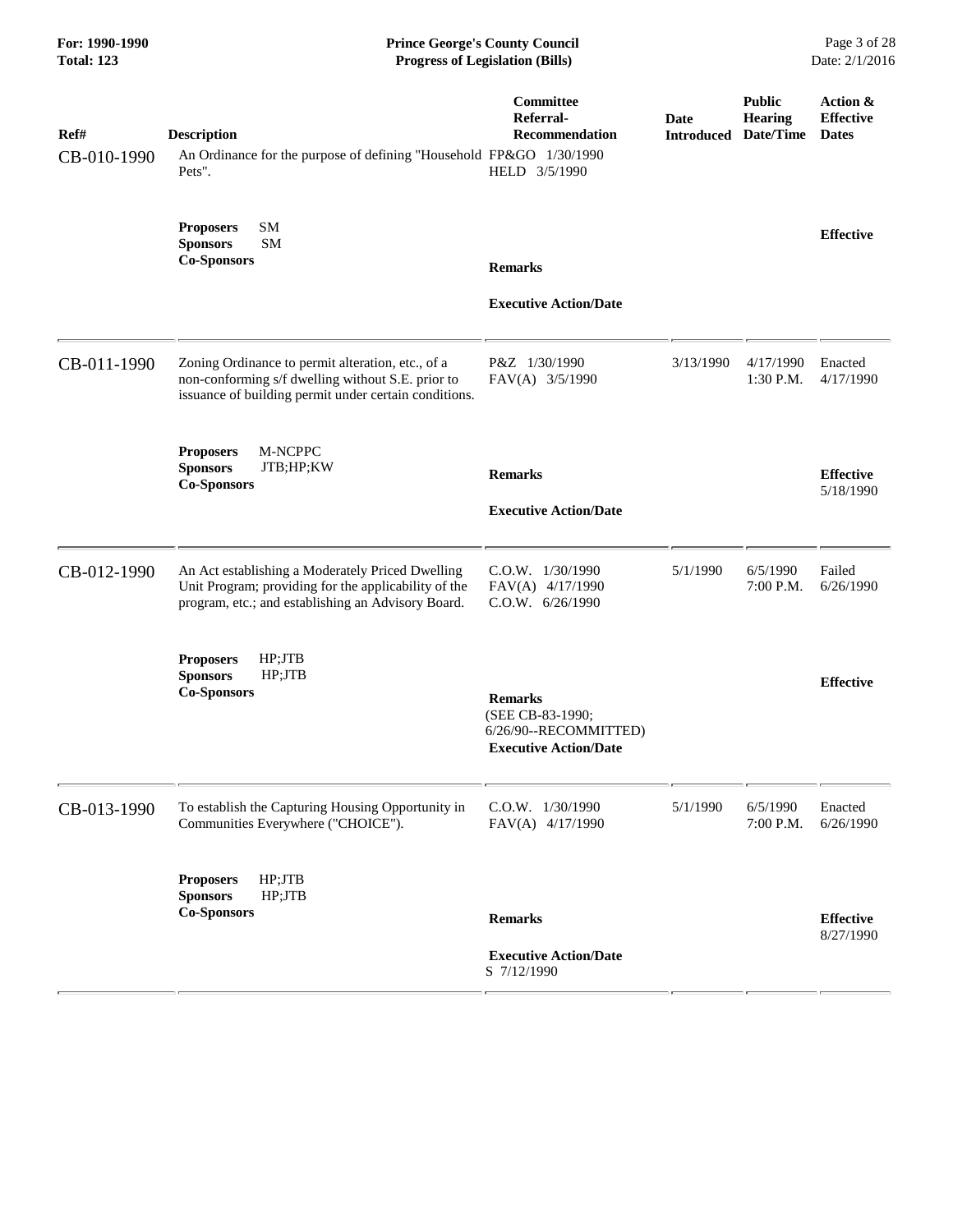| Ref# | Description | Committee Referral-Recommendation | Date Introduced | Public Hearing Date/Time | Action & Effective Dates |
|---|---|---|---|---|---|
| CB-010-1990 | An Ordinance for the purpose of defining "Household Pets". | FP&GO 1/30/1990<br>HELD 3/5/1990 | | | |
| | **Proposers** SM<br>**Sponsors** SM<br>**Co-Sponsors** | **Remarks**<br><br>**Executive Action/Date** | | | **Effective** |
| CB-011-1990 | Zoning Ordinance to permit alteration, etc., of a non-conforming s/f dwelling without S.E. prior to issuance of building permit under certain conditions. | P&Z 1/30/1990<br>FAV(A) 3/5/1990 | 3/13/1990 | 4/17/1990<br>1:30 P.M. | Enacted<br>4/17/1990 |
| | **Proposers** M-NCPPC<br>**Sponsors** JTB;HP;KW<br>**Co-Sponsors** | **Remarks**<br><br>**Executive Action/Date** | | | **Effective**<br>5/18/1990 |
| CB-012-1990 | An Act establishing a Moderately Priced Dwelling Unit Program; providing for the applicability of the program, etc.; and establishing an Advisory Board. | C.O.W. 1/30/1990<br>FAV(A) 4/17/1990<br>C.O.W. 6/26/1990 | 5/1/1990 | 6/5/1990<br>7:00 P.M. | Failed<br>6/26/1990 |
| | **Proposers** HP;JTB<br>**Sponsors** HP;JTB<br>**Co-Sponsors** | **Remarks**<br>(SEE CB-83-1990;<br>6/26/90--RECOMMITTED)<br>**Executive Action/Date** | | | **Effective** |
| CB-013-1990 | To establish the Capturing Housing Opportunity in Communities Everywhere ("CHOICE"). | C.O.W. 1/30/1990<br>FAV(A) 4/17/1990 | 5/1/1990 | 6/5/1990<br>7:00 P.M. | Enacted<br>6/26/1990 |
| | **Proposers** HP;JTB<br>**Sponsors** HP;JTB<br>**Co-Sponsors** | **Remarks**<br><br>**Executive Action/Date**<br>S 7/12/1990 | | | **Effective**<br>8/27/1990 |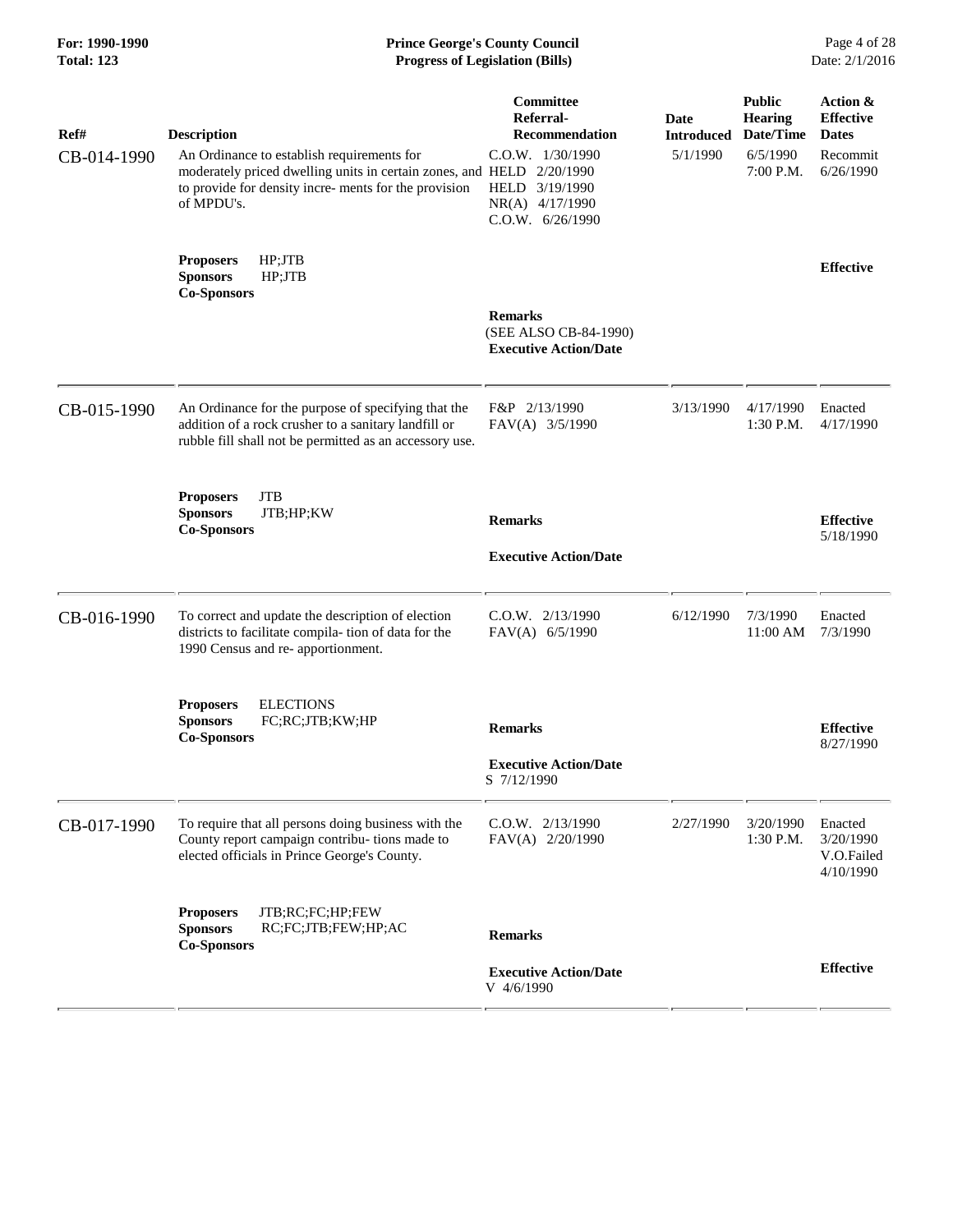| Ref# | Description | Committee Referral-Recommendation | Date Introduced | Public Hearing Date/Time | Action & Effective Dates |
|---|---|---|---|---|---|
| CB-014-1990 | An Ordinance to establish requirements for moderately priced dwelling units in certain zones, and to provide for density incre- ments for the provision of MPDU's. | C.O.W. 1/30/1990<br>HELD 2/20/1990<br>HELD 3/19/1990<br>NR(A) 4/17/1990<br>C.O.W. 6/26/1990 | 5/1/1990 | 6/5/1990<br>7:00 P.M. | Recommit<br>6/26/1990 |
| | **Proposers** HP;JTB<br>**Sponsors** HP;JTB<br>**Co-Sponsors** | **Remarks**<br>(SEE ALSO CB-84-1990)<br>**Executive Action/Date** | | | **Effective** |
| CB-015-1990 | An Ordinance for the purpose of specifying that the addition of a rock crusher to a sanitary landfill or rubble fill shall not be permitted as an accessory use. | F&P 2/13/1990<br>FAV(A) 3/5/1990 | 3/13/1990 | 4/17/1990<br>1:30 P.M. | Enacted<br>4/17/1990 |
| | **Proposers** JTB<br>**Sponsors** JTB;HP;KW<br>**Co-Sponsors** | **Remarks**<br>**Executive Action/Date** | | | **Effective**<br>5/18/1990 |
| CB-016-1990 | To correct and update the description of election districts to facilitate compila- tion of data for the 1990 Census and re- apportionment. | C.O.W. 2/13/1990<br>FAV(A) 6/5/1990 | 6/12/1990 | 7/3/1990<br>11:00 AM | Enacted<br>7/3/1990 |
| | **Proposers** ELECTIONS<br>**Sponsors** FC;RC;JTB;KW;HP<br>**Co-Sponsors** | **Remarks**<br>**Executive Action/Date**<br>S 7/12/1990 | | | **Effective**<br>8/27/1990 |
| CB-017-1990 | To require that all persons doing business with the County report campaign contribu- tions made to elected officials in Prince George's County. | C.O.W. 2/13/1990<br>FAV(A) 2/20/1990 | 2/27/1990 | 3/20/1990<br>1:30 P.M. | Enacted<br>3/20/1990<br>V.O.Failed<br>4/10/1990 |
| | **Proposers** JTB;RC;FC;HP;FEW<br>**Sponsors** RC;FC;JTB;FEW;HP;AC<br>**Co-Sponsors** | **Remarks**<br>**Executive Action/Date**<br>V 4/6/1990 | | | **Effective** |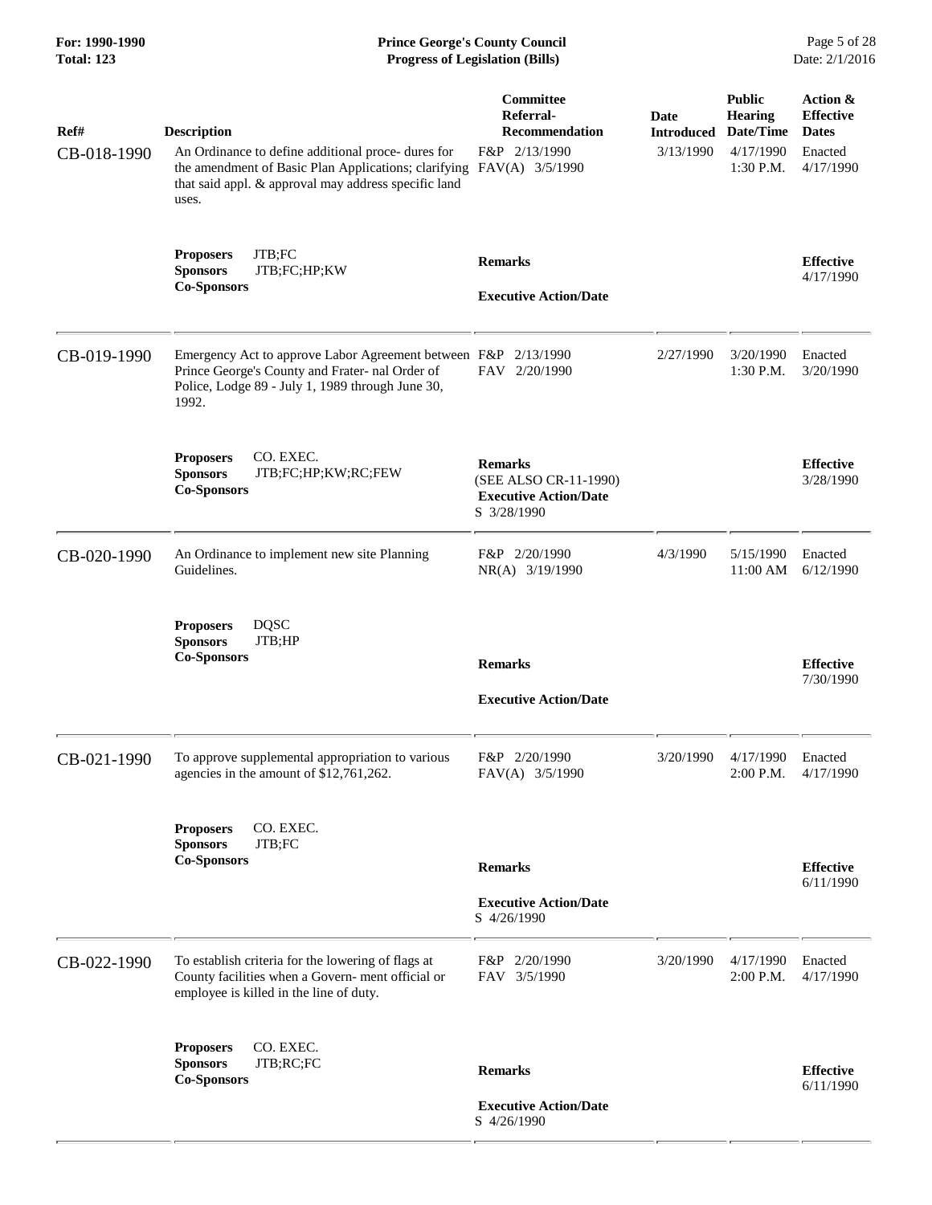| Ref# | Description | Committee Referral-Recommendation | Date Introduced | Public Hearing Date/Time | Action & Effective Dates |
|---|---|---|---|---|---|
| CB-018-1990 | An Ordinance to define additional proce- dures for the amendment of Basic Plan Applications; clarifying that said appl. & approval may address specific land uses. | F&P 2/13/1990<br>FAV(A) 3/5/1990 | 3/13/1990 | 4/17/1990<br>1:30 P.M. | Enacted<br>4/17/1990 |
| | **Proposers** JTB;FC<br>**Sponsors** JTB;FC;HP;KW<br>**Co-Sponsors** | **Remarks**<br><br>**Executive Action/Date** | | | **Effective**<br>4/17/1990 |
| CB-019-1990 | Emergency Act to approve Labor Agreement between Prince George's County and Frater- nal Order of Police, Lodge 89 - July 1, 1989 through June 30, 1992. | F&P 2/13/1990<br>FAV 2/20/1990 | 2/27/1990 | 3/20/1990<br>1:30 P.M. | Enacted<br>3/20/1990 |
| | **Proposers** CO. EXEC.<br>**Sponsors** JTB;FC;HP;KW;RC;FEW<br>**Co-Sponsors** | **Remarks**<br>(SEE ALSO CR-11-1990)<br>**Executive Action/Date**<br>S 3/28/1990 | | | **Effective**<br>3/28/1990 |
| CB-020-1990 | An Ordinance to implement new site Planning Guidelines. | F&P 2/20/1990<br>NR(A) 3/19/1990 | 4/3/1990 | 5/15/1990<br>11:00 AM | Enacted<br>6/12/1990 |
| | **Proposers** DQSC<br>**Sponsors** JTB;HP<br>**Co-Sponsors** | **Remarks**<br><br>**Executive Action/Date** | | | **Effective**<br>7/30/1990 |
| CB-021-1990 | To approve supplemental appropriation to various agencies in the amount of $12,761,262. | F&P 2/20/1990<br>FAV(A) 3/5/1990 | 3/20/1990 | 4/17/1990<br>2:00 P.M. | Enacted<br>4/17/1990 |
| | **Proposers** CO. EXEC.<br>**Sponsors** JTB;FC<br>**Co-Sponsors** | **Remarks**<br><br>**Executive Action/Date**<br>S 4/26/1990 | | | **Effective**<br>6/11/1990 |
| CB-022-1990 | To establish criteria for the lowering of flags at County facilities when a Govern- ment official or employee is killed in the line of duty. | F&P 2/20/1990<br>FAV 3/5/1990 | 3/20/1990 | 4/17/1990<br>2:00 P.M. | Enacted<br>4/17/1990 |
| | **Proposers** CO. EXEC.<br>**Sponsors** JTB;RC;FC<br>**Co-Sponsors** | **Remarks**<br><br>**Executive Action/Date**<br>S 4/26/1990 | | | **Effective**<br>6/11/1990 |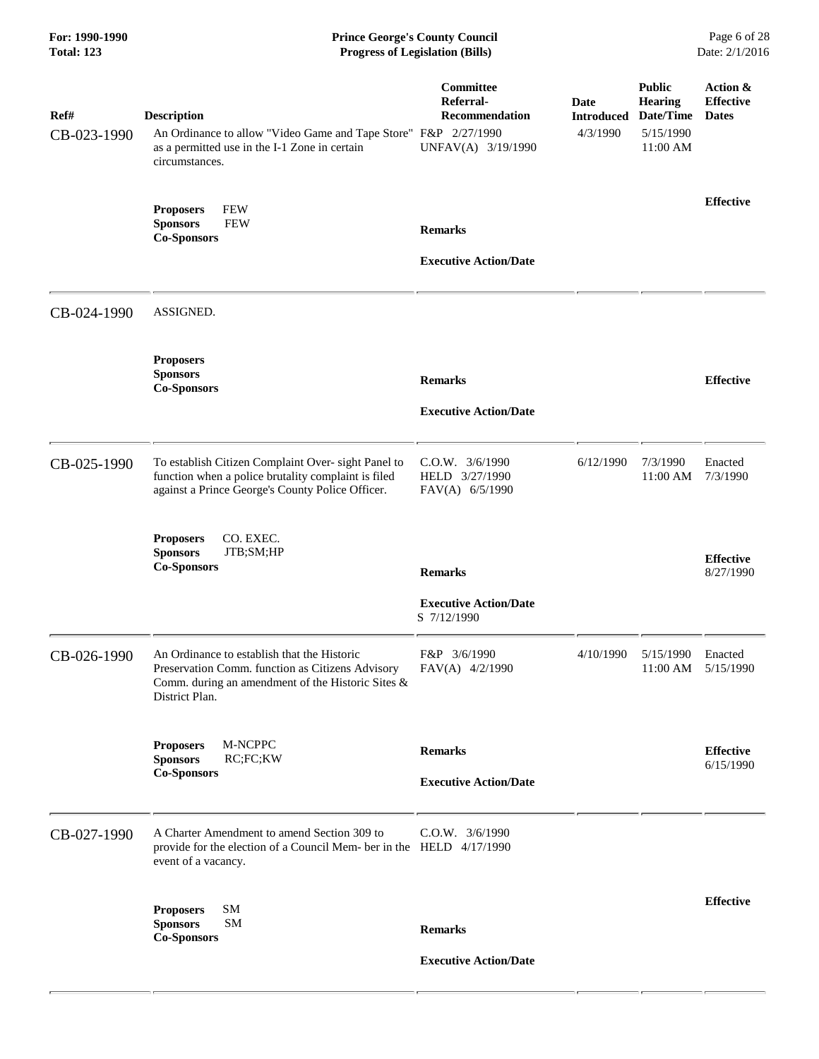| Ref# | Description | Committee Referral-Recommendation | Date Introduced | Public Hearing Date/Time | Action & Effective Dates |
|---|---|---|---|---|---|
| CB-023-1990 | An Ordinance to allow "Video Game and Tape Store" as a permitted use in the I-1 Zone in certain circumstances. | F&P 2/27/1990<br>UNFAV(A) 3/19/1990 | 4/3/1990 | 5/15/1990 11:00 AM | |
| | **Proposers** FEW<br>**Sponsors** FEW<br>**Co-Sponsors** | **Remarks**<br><br>**Executive Action/Date** | | | **Effective** |
| CB-024-1990 | ASSIGNED. | | | | |
| | **Proposers**<br>**Sponsors**<br>**Co-Sponsors** | **Remarks**<br><br>**Executive Action/Date** | | | **Effective** |
| CB-025-1990 | To establish Citizen Complaint Over- sight Panel to function when a police brutality complaint is filed against a Prince George's County Police Officer. | C.O.W. 3/6/1990<br>HELD 3/27/1990<br>FAV(A) 6/5/1990 | 6/12/1990 | 7/3/1990 11:00 AM | Enacted 7/3/1990 |
| | **Proposers** CO. EXEC.<br>**Sponsors** JTB;SM;HP<br>**Co-Sponsors** | **Remarks**<br><br>**Executive Action/Date**<br>S 7/12/1990 | | | **Effective** 8/27/1990 |
| CB-026-1990 | An Ordinance to establish that the Historic Preservation Comm. function as Citizens Advisory Comm. during an amendment of the Historic Sites & District Plan. | F&P 3/6/1990<br>FAV(A) 4/2/1990 | 4/10/1990 | 5/15/1990 11:00 AM | Enacted 5/15/1990 |
| | **Proposers** M-NCPPC<br>**Sponsors** RC;FC;KW<br>**Co-Sponsors** | **Remarks**<br><br>**Executive Action/Date** | | | **Effective** 6/15/1990 |
| CB-027-1990 | A Charter Amendment to amend Section 309 to provide for the election of a Council Mem- ber in the event of a vacancy. | C.O.W. 3/6/1990<br>HELD 4/17/1990 | | | |
| | **Proposers** SM<br>**Sponsors** SM<br>**Co-Sponsors** | **Remarks**<br><br>**Executive Action/Date** | | | **Effective** |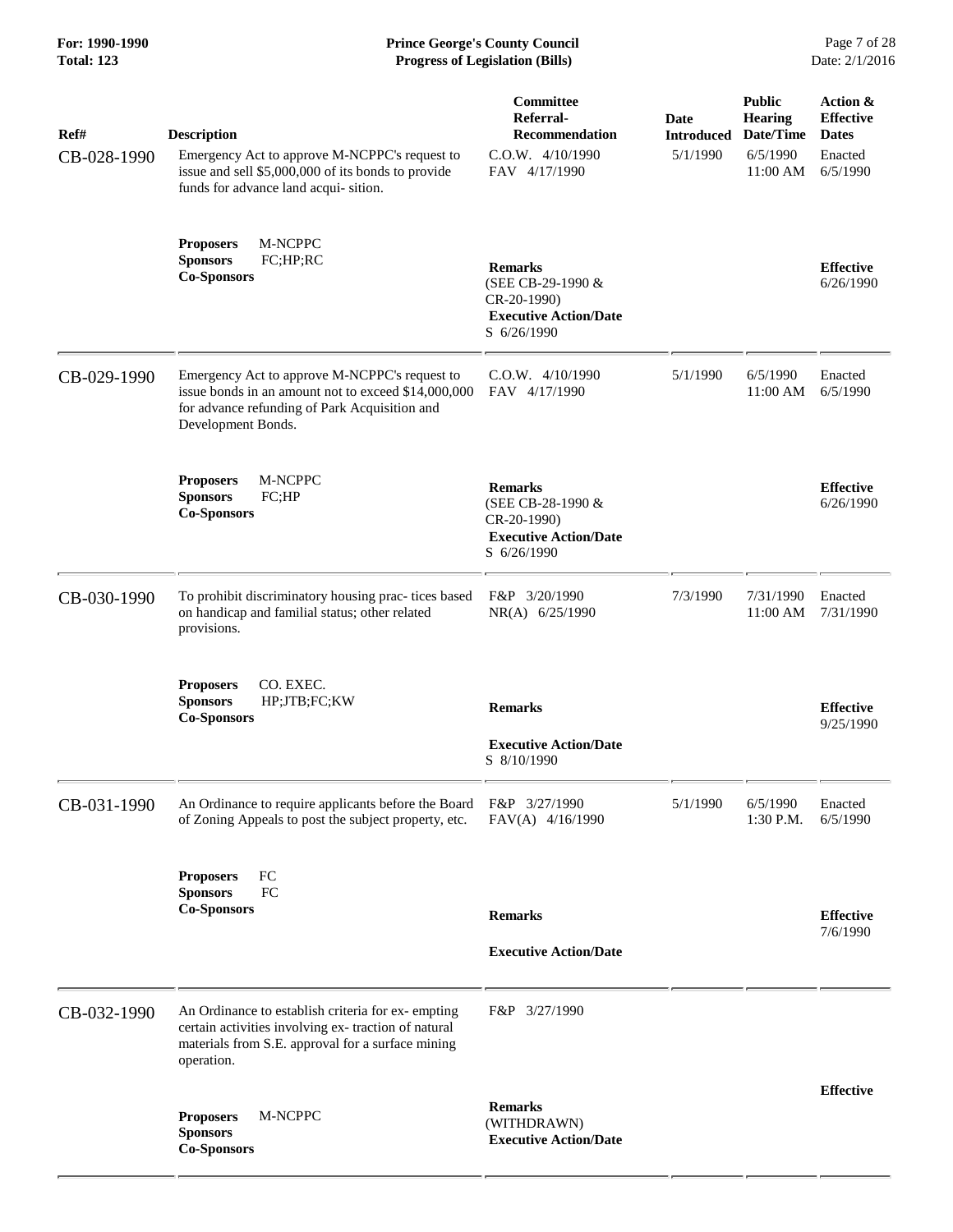| Ref# | Description | Committee Referral-Recommendation | Date Introduced | Public Hearing Date/Time | Action & Effective Dates |
|---|---|---|---|---|---|
| CB-028-1990 | Emergency Act to approve M-NCPPC's request to issue and sell $5,000,000 of its bonds to provide funds for advance land acqui- sition. | C.O.W. 4/10/1990<br>FAV 4/17/1990 | 5/1/1990 | 6/5/1990<br>11:00 AM | Enacted<br>6/5/1990 |
| | **Proposers** M-NCPPC<br>**Sponsors** FC;HP;RC<br>**Co-Sponsors** | **Remarks**<br>(SEE CB-29-1990 & CR-20-1990)<br>**Executive Action/Date**<br>S 6/26/1990 | | | **Effective**<br>6/26/1990 |
| CB-029-1990 | Emergency Act to approve M-NCPPC's request to issue bonds in an amount not to exceed $14,000,000 for advance refunding of Park Acquisition and Development Bonds. | C.O.W. 4/10/1990<br>FAV 4/17/1990 | 5/1/1990 | 6/5/1990<br>11:00 AM | Enacted<br>6/5/1990 |
| | **Proposers** M-NCPPC<br>**Sponsors** FC;HP<br>**Co-Sponsors** | **Remarks**<br>(SEE CB-28-1990 & CR-20-1990)<br>**Executive Action/Date**<br>S 6/26/1990 | | | **Effective**<br>6/26/1990 |
| CB-030-1990 | To prohibit discriminatory housing prac- tices based on handicap and familial status; other related provisions. | F&P 3/20/1990<br>NR(A) 6/25/1990 | 7/3/1990 | 7/31/1990<br>11:00 AM | Enacted<br>7/31/1990 |
| | **Proposers** CO. EXEC.<br>**Sponsors** HP;JTB;FC;KW<br>**Co-Sponsors** | **Remarks**<br>**Executive Action/Date**<br>S 8/10/1990 | | | **Effective**<br>9/25/1990 |
| CB-031-1990 | An Ordinance to require applicants before the Board of Zoning Appeals to post the subject property, etc. | F&P 3/27/1990<br>FAV(A) 4/16/1990 | 5/1/1990 | 6/5/1990<br>1:30 P.M. | Enacted<br>6/5/1990 |
| | **Proposers** FC<br>**Sponsors** FC<br>**Co-Sponsors** | **Remarks**<br>**Executive Action/Date** | | | **Effective**<br>7/6/1990 |
| CB-032-1990 | An Ordinance to establish criteria for ex- empting certain activities involving ex- traction of natural materials from S.E. approval for a surface mining operation. | F&P 3/27/1990 | | | |
| | **Proposers** M-NCPPC<br>**Sponsors**<br>**Co-Sponsors** | **Remarks**<br>(WITHDRAWN)<br>**Executive Action/Date** | | | **Effective** |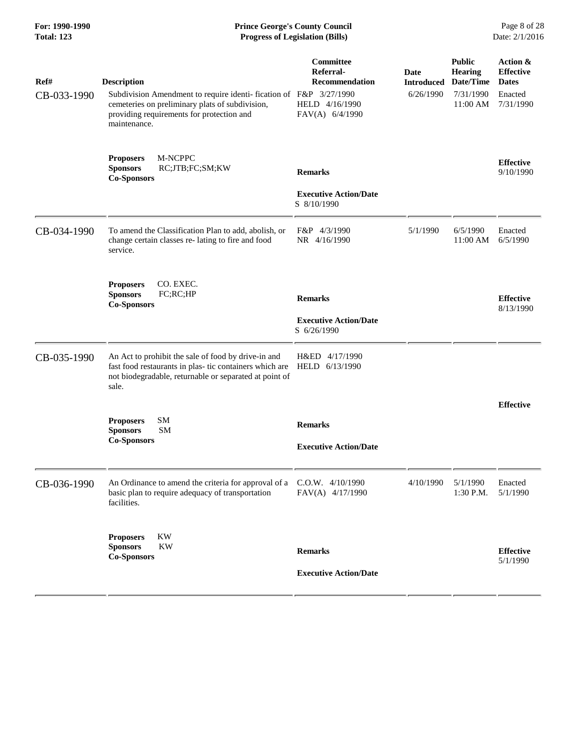| Ref# | Description | Committee Referral-Recommendation | Date Introduced | Public Hearing Date/Time | Action & Effective Dates |
|---|---|---|---|---|---|
| CB-033-1990 | Subdivision Amendment to require identi- fication of cemeteries on preliminary plats of subdivision, providing requirements for protection and maintenance. | F&P 3/27/1990<br>HELD 4/16/1990<br>FAV(A) 6/4/1990 | 6/26/1990 | 7/31/1990<br>11:00 AM | Enacted<br>7/31/1990 |
| | **Proposers** M-NCPPC<br>**Sponsors** RC;JTB;FC;SM;KW<br>**Co-Sponsors** | **Remarks**<br><br>**Executive Action/Date**<br>S 8/10/1990 | | | **Effective**<br>9/10/1990 |
| CB-034-1990 | To amend the Classification Plan to add, abolish, or change certain classes re- lating to fire and food service. | F&P 4/3/1990<br>NR 4/16/1990 | 5/1/1990 | 6/5/1990<br>11:00 AM | Enacted<br>6/5/1990 |
| | **Proposers** CO. EXEC.<br>**Sponsors** FC;RC;HP<br>**Co-Sponsors** | **Remarks**<br><br>**Executive Action/Date**<br>S 6/26/1990 | | | **Effective**<br>8/13/1990 |
| CB-035-1990 | An Act to prohibit the sale of food by drive-in and fast food restaurants in plas- tic containers which are not biodegradable, returnable or separated at point of sale. | H&ED 4/17/1990<br>HELD 6/13/1990 | | | |
| | **Proposers** SM<br>**Sponsors** SM<br>**Co-Sponsors** | **Remarks**<br><br>**Executive Action/Date** | | | **Effective** |
| CB-036-1990 | An Ordinance to amend the criteria for approval of a basic plan to require adequacy of transportation facilities. | C.O.W. 4/10/1990<br>FAV(A) 4/17/1990 | 4/10/1990 | 5/1/1990<br>1:30 P.M. | Enacted<br>5/1/1990 |
| | **Proposers** KW<br>**Sponsors** KW<br>**Co-Sponsors** | **Remarks**<br><br>**Executive Action/Date** | | | **Effective**<br>5/1/1990 |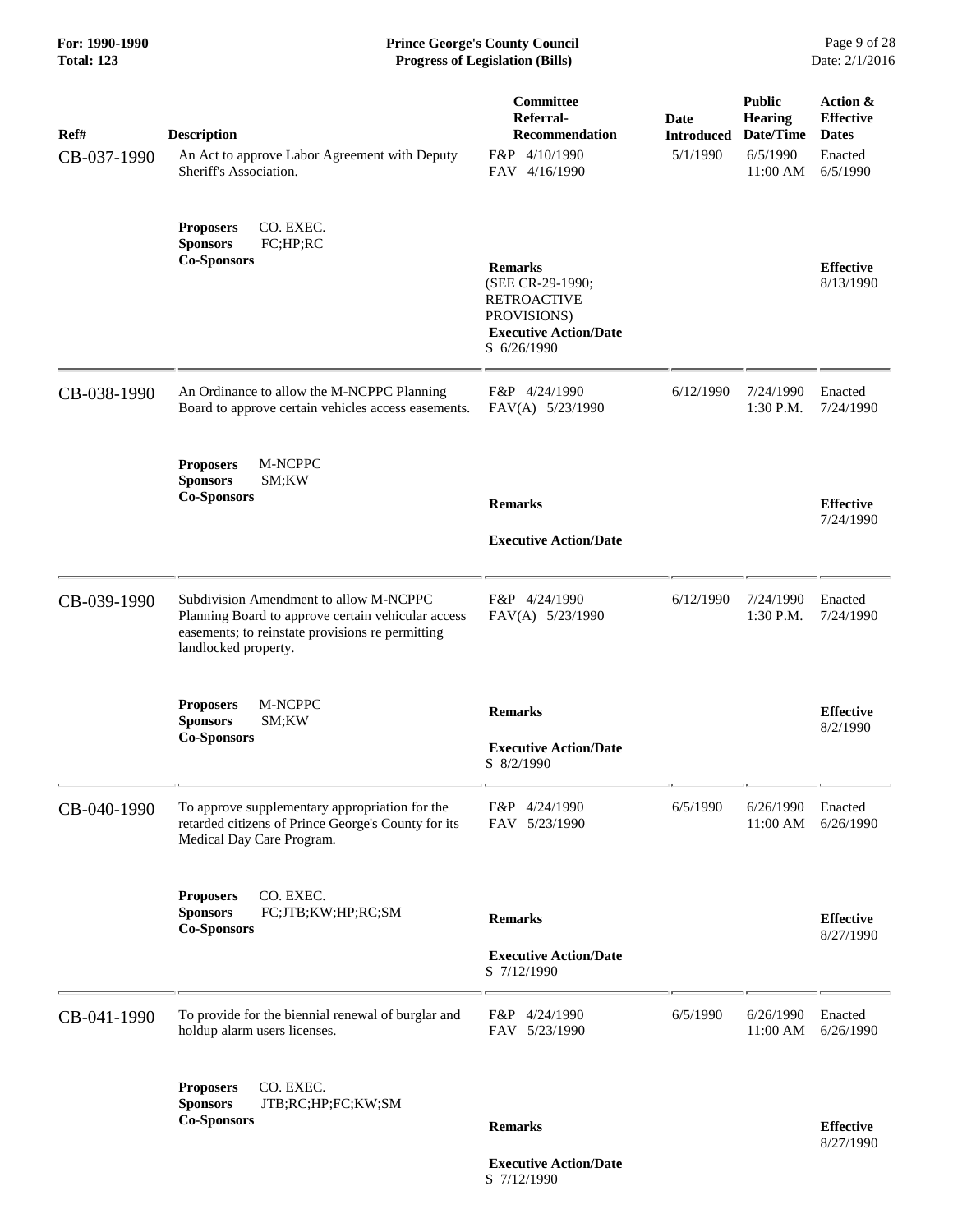| Ref# | Description | Committee Referral-Recommendation | Date Introduced | Public Hearing Date/Time | Action & Effective Dates |
|---|---|---|---|---|---|
| CB-037-1990 | An Act to approve Labor Agreement with Deputy Sheriff's Association.<br><br>**Proposers** CO. EXEC.<br>**Sponsors** FC;HP;RC<br>**Co-Sponsors** | F&P 4/10/1990<br>FAV 4/16/1990<br><br>**Remarks**<br>(SEE CR-29-1990; RETROACTIVE PROVISIONS)<br>**Executive Action/Date**<br>S 6/26/1990 | 5/1/1990 | 6/5/1990<br>11:00 AM | Enacted<br>6/5/1990<br><br>**Effective**<br>8/13/1990 |
| CB-038-1990 | An Ordinance to allow the M-NCPPC Planning Board to approve certain vehicles access easements.<br><br>**Proposers** M-NCPPC<br>**Sponsors** SM;KW<br>**Co-Sponsors** | F&P 4/24/1990<br>FAV(A) 5/23/1990<br><br>**Remarks**<br><br>**Executive Action/Date** | 6/12/1990 | 7/24/1990<br>1:30 P.M. | Enacted<br>7/24/1990<br><br>**Effective**<br>7/24/1990 |
| CB-039-1990 | Subdivision Amendment to allow M-NCPPC Planning Board to approve certain vehicular access easements; to reinstate provisions re permitting landlocked property.<br><br>**Proposers** M-NCPPC<br>**Sponsors** SM;KW<br>**Co-Sponsors** | F&P 4/24/1990<br>FAV(A) 5/23/1990<br><br>**Remarks**<br><br>**Executive Action/Date**<br>S 8/2/1990 | 6/12/1990 | 7/24/1990<br>1:30 P.M. | Enacted<br>7/24/1990<br><br>**Effective**<br>8/2/1990 |
| CB-040-1990 | To approve supplementary appropriation for the retarded citizens of Prince George's County for its Medical Day Care Program.<br><br>**Proposers** CO. EXEC.<br>**Sponsors** FC;JTB;KW;HP;RC;SM<br>**Co-Sponsors** | F&P 4/24/1990<br>FAV 5/23/1990<br><br>**Remarks**<br><br>**Executive Action/Date**<br>S 7/12/1990 | 6/5/1990 | 6/26/1990<br>11:00 AM | Enacted<br>6/26/1990<br><br>**Effective**<br>8/27/1990 |
| CB-041-1990 | To provide for the biennial renewal of burglar and holdup alarm users licenses.<br><br>**Proposers** CO. EXEC.<br>**Sponsors** JTB;RC;HP;FC;KW;SM<br>**Co-Sponsors** | F&P 4/24/1990<br>FAV 5/23/1990<br><br>**Remarks**<br><br>**Executive Action/Date**<br>S 7/12/1990 | 6/5/1990 | 6/26/1990<br>11:00 AM | Enacted<br>6/26/1990<br><br>**Effective**<br>8/27/1990 |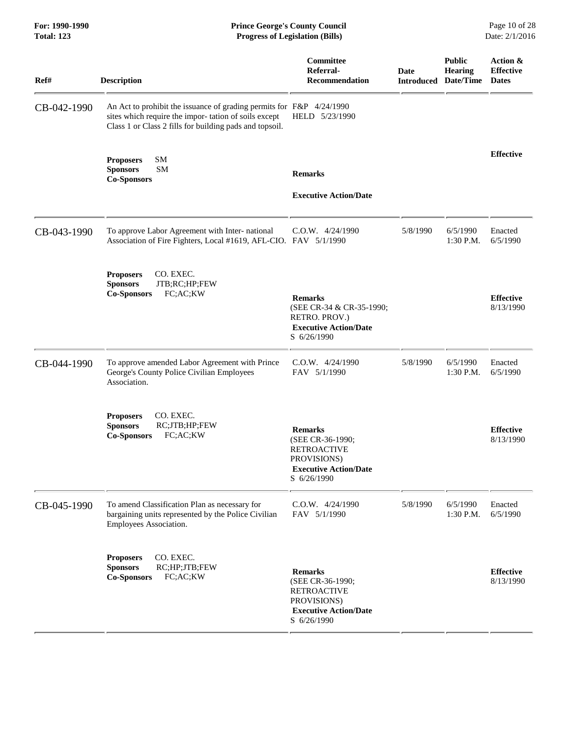**For: 1990-1990**
**Total: 123**

**Prince George's County Council**
**Progress of Legislation (Bills)**

Date: 2/1/2016

| Ref# | Description | Committee Referral-Recommendation | Date Introduced | Public Hearing Date/Time | Action & Effective Dates |
|---|---|---|---|---|---|
| CB-042-1990 | An Act to prohibit the issuance of grading permits for sites which require the impor- tation of soils except Class 1 or Class 2 fills for building pads and topsoil. | F&P 4/24/1990<br>HELD 5/23/1990 | | | |
| | **Proposers** SM<br>**Sponsors** SM<br>**Co-Sponsors** | **Remarks**<br><br>**Executive Action/Date** | | | **Effective** |
| CB-043-1990 | To approve Labor Agreement with Inter- national Association of Fire Fighters, Local #1619, AFL-CIO. | C.O.W. 4/24/1990<br>FAV 5/1/1990 | 5/8/1990 | 6/5/1990<br>1:30 P.M. | Enacted<br>6/5/1990 |
| | **Proposers** CO. EXEC.<br>**Sponsors** JTB;RC;HP;FEW<br>**Co-Sponsors** FC;AC;KW | **Remarks**<br>(SEE CR-34 & CR-35-1990; RETRO. PROV.)<br>**Executive Action/Date**<br>S 6/26/1990 | | | **Effective**<br>8/13/1990 |
| CB-044-1990 | To approve amended Labor Agreement with Prince George's County Police Civilian Employees Association. | C.O.W. 4/24/1990<br>FAV 5/1/1990 | 5/8/1990 | 6/5/1990<br>1:30 P.M. | Enacted<br>6/5/1990 |
| | **Proposers** CO. EXEC.<br>**Sponsors** RC;JTB;HP;FEW<br>**Co-Sponsors** FC;AC;KW | **Remarks**<br>(SEE CR-36-1990; RETROACTIVE PROVISIONS)<br>**Executive Action/Date**<br>S 6/26/1990 | | | **Effective**<br>8/13/1990 |
| CB-045-1990 | To amend Classification Plan as necessary for bargaining units represented by the Police Civilian Employees Association. | C.O.W. 4/24/1990<br>FAV 5/1/1990 | 5/8/1990 | 6/5/1990<br>1:30 P.M. | Enacted<br>6/5/1990 |
| | **Proposers** CO. EXEC.<br>**Sponsors** RC;HP;JTB;FEW<br>**Co-Sponsors** FC;AC;KW | **Remarks**<br>(SEE CR-36-1990; RETROACTIVE PROVISIONS)<br>**Executive Action/Date**<br>S 6/26/1990 | | | **Effective**<br>8/13/1990 |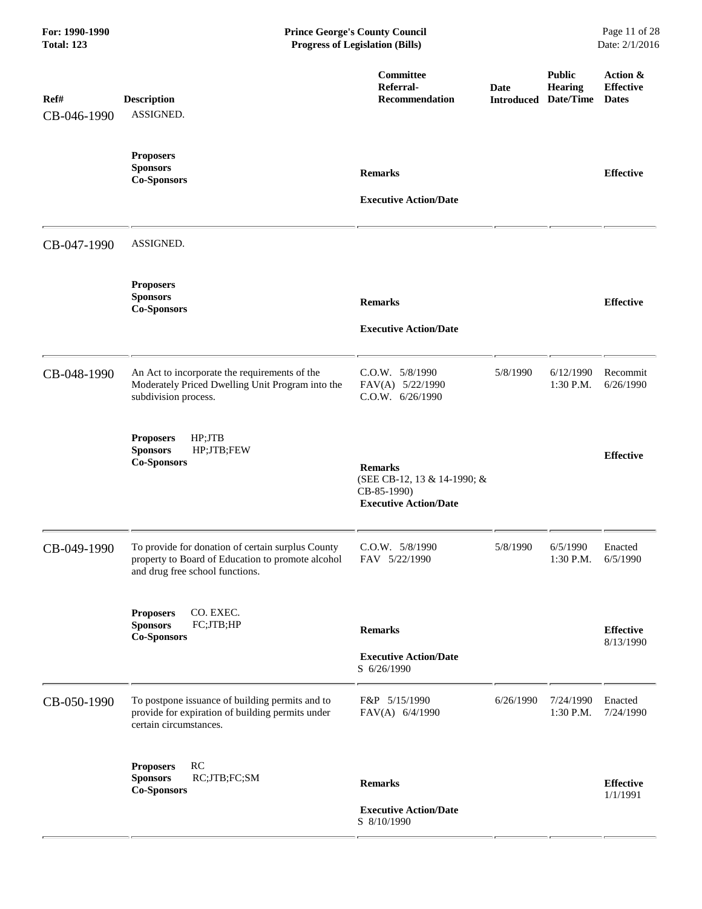| Ref# | Description | Committee Referral-Recommendation | Date Introduced | Public Hearing Date/Time | Action & Effective Dates |
|---|---|---|---|---|---|
| CB-046-1990 | ASSIGNED. | | | | |
| | **Proposers**<br>**Sponsors**<br>**Co-Sponsors** | **Remarks**<br><br>**Executive Action/Date** | | | **Effective** |
| CB-047-1990 | ASSIGNED. | | | | |
| | **Proposers**<br>**Sponsors**<br>**Co-Sponsors** | **Remarks**<br><br>**Executive Action/Date** | | | **Effective** |
| CB-048-1990 | An Act to incorporate the requirements of the Moderately Priced Dwelling Unit Program into the subdivision process. | C.O.W. 5/8/1990<br>FAV(A) 5/22/1990<br>C.O.W. 6/26/1990 | 5/8/1990 | 6/12/1990<br>1:30 P.M. | Recommit<br>6/26/1990 |
| | **Proposers** HP;JTB<br>**Sponsors** HP;JTB;FEW<br>**Co-Sponsors** | **Remarks**<br>(SEE CB-12, 13 & 14-1990; & CB-85-1990)<br>**Executive Action/Date** | | | **Effective** |
| CB-049-1990 | To provide for donation of certain surplus County property to Board of Education to promote alcohol and drug free school functions. | C.O.W. 5/8/1990<br>FAV 5/22/1990 | 5/8/1990 | 6/5/1990<br>1:30 P.M. | Enacted<br>6/5/1990 |
| | **Proposers** CO. EXEC.<br>**Sponsors** FC;JTB;HP<br>**Co-Sponsors** | **Remarks**<br><br>**Executive Action/Date**<br>S 6/26/1990 | | | **Effective**<br>8/13/1990 |
| CB-050-1990 | To postpone issuance of building permits and to provide for expiration of building permits under certain circumstances. | F&P 5/15/1990<br>FAV(A) 6/4/1990 | 6/26/1990 | 7/24/1990<br>1:30 P.M. | Enacted<br>7/24/1990 |
| | **Proposers** RC<br>**Sponsors** RC;JTB;FC;SM<br>**Co-Sponsors** | **Remarks**<br><br>**Executive Action/Date**<br>S 8/10/1990 | | | **Effective**<br>1/1/1991 |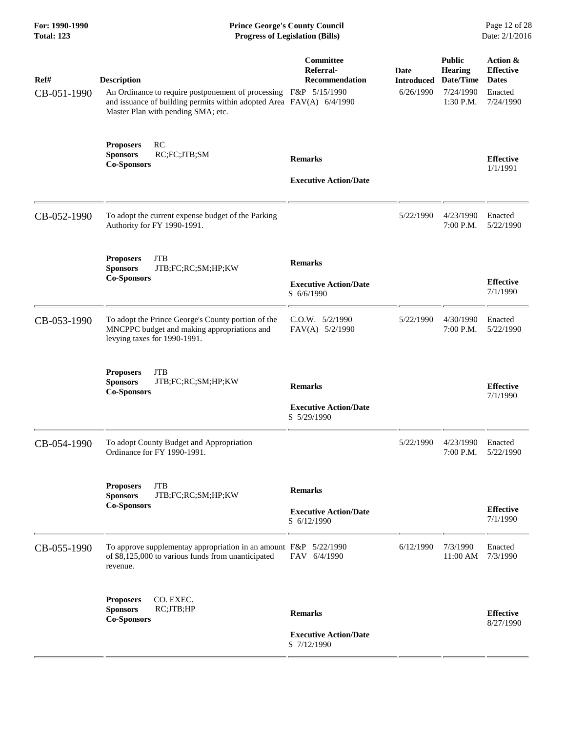| Ref# | Description | Committee Referral-Recommendation | Date Introduced | Public Hearing Date/Time | Action & Effective Dates |
|---|---|---|---|---|---|
| CB-051-1990 | An Ordinance to require postponement of processing and issuance of building permits within adopted Area Master Plan with pending SMA; etc. | F&P 5/15/1990<br>FAV(A) 6/4/1990 | 6/26/1990 | 7/24/1990<br>1:30 P.M. | Enacted<br>7/24/1990 |
| | **Proposers** RC<br>**Sponsors** RC;FC;JTB;SM<br>**Co-Sponsors** | **Remarks**<br><br>**Executive Action/Date** | | | **Effective**<br>1/1/1991 |
| CB-052-1990 | To adopt the current expense budget of the Parking Authority for FY 1990-1991. | | 5/22/1990 | 4/23/1990<br>7:00 P.M. | Enacted<br>5/22/1990 |
| | **Proposers** JTB<br>**Sponsors** JTB;FC;RC;SM;HP;KW<br>**Co-Sponsors** | **Remarks**<br><br>**Executive Action/Date**<br>S 6/6/1990 | | | **Effective**<br>7/1/1990 |
| CB-053-1990 | To adopt the Prince George's County portion of the MNCPPC budget and making appropriations and levying taxes for 1990-1991. | C.O.W. 5/2/1990<br>FAV(A) 5/2/1990 | 5/22/1990 | 4/30/1990<br>7:00 P.M. | Enacted<br>5/22/1990 |
| | **Proposers** JTB<br>**Sponsors** JTB;FC;RC;SM;HP;KW<br>**Co-Sponsors** | **Remarks**<br><br>**Executive Action/Date**<br>S 5/29/1990 | | | **Effective**<br>7/1/1990 |
| CB-054-1990 | To adopt County Budget and Appropriation Ordinance for FY 1990-1991. | | 5/22/1990 | 4/23/1990<br>7:00 P.M. | Enacted<br>5/22/1990 |
| | **Proposers** JTB<br>**Sponsors** JTB;FC;RC;SM;HP;KW<br>**Co-Sponsors** | **Remarks**<br><br>**Executive Action/Date**<br>S 6/12/1990 | | | **Effective**<br>7/1/1990 |
| CB-055-1990 | To approve supplementay appropriation in an amount of $8,125,000 to various funds from unanticipated revenue. | F&P 5/22/1990<br>FAV 6/4/1990 | 6/12/1990 | 7/3/1990<br>11:00 AM | Enacted<br>7/3/1990 |
| | **Proposers** CO. EXEC.<br>**Sponsors** RC;JTB;HP<br>**Co-Sponsors** | **Remarks**<br><br>**Executive Action/Date**<br>S 7/12/1990 | | | **Effective**<br>8/27/1990 |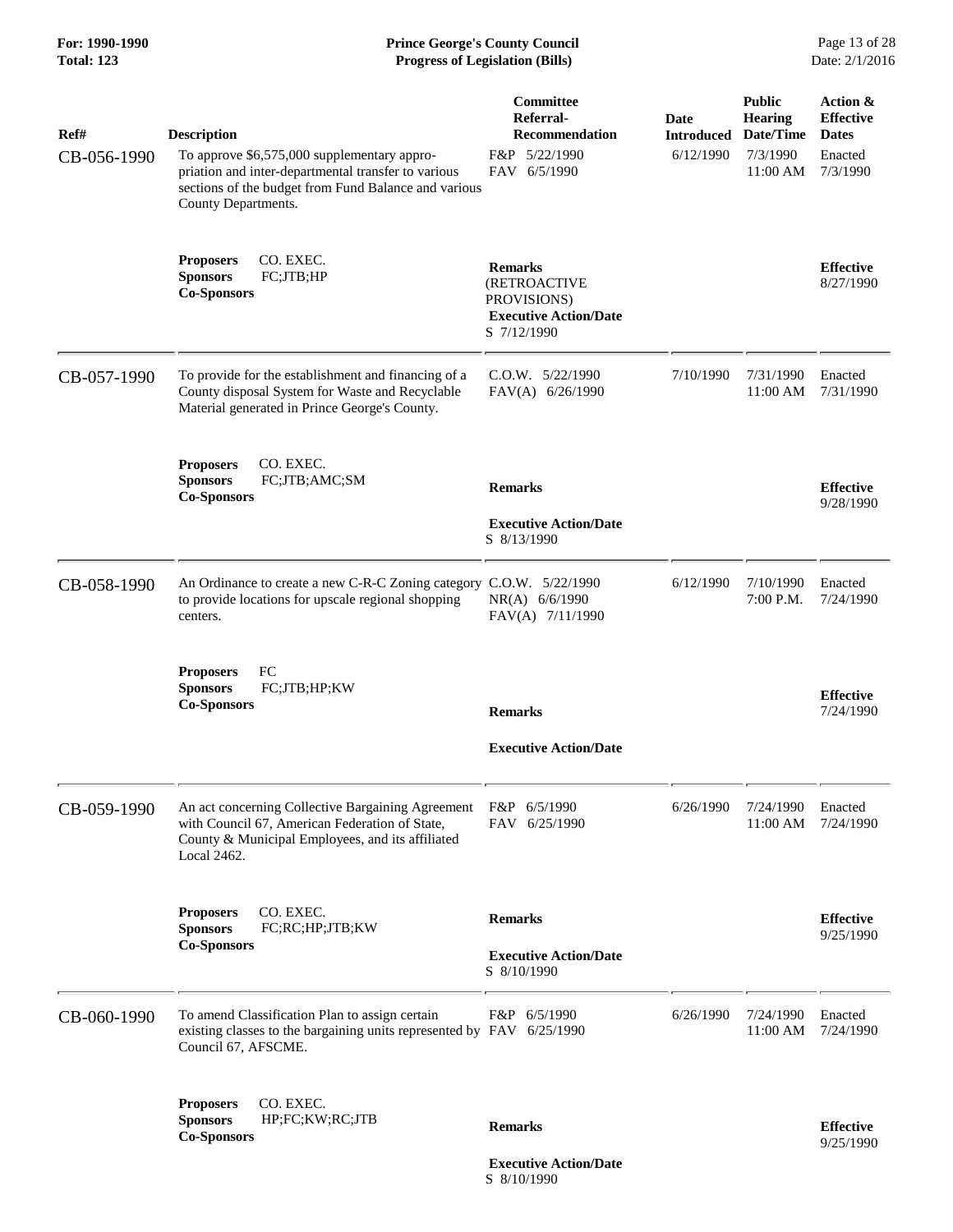| Ref# | Description | Committee Referral-Recommendation | Date Introduced | Public Hearing Date/Time | Action & Effective Dates |
|---|---|---|---|---|---|
| CB-056-1990 | To approve $6,575,000 supplementary appropriation and inter-departmental transfer to various sections of the budget from Fund Balance and various County Departments. | F&P 5/22/1990<br>FAV 6/5/1990 | 6/12/1990 | 7/3/1990<br>11:00 AM | Enacted<br>7/3/1990 |
| | **Proposers** CO. EXEC.<br>**Sponsors** FC;JTB;HP<br>**Co-Sponsors** | **Remarks**<br>(RETROACTIVE PROVISIONS)<br>**Executive Action/Date**<br>S 7/12/1990 | | | **Effective**<br>8/27/1990 |
| CB-057-1990 | To provide for the establishment and financing of a County disposal System for Waste and Recyclable Material generated in Prince George's County. | C.O.W. 5/22/1990<br>FAV(A) 6/26/1990 | 7/10/1990 | 7/31/1990<br>11:00 AM | Enacted<br>7/31/1990 |
| | **Proposers** CO. EXEC.<br>**Sponsors** FC;JTB;AMC;SM<br>**Co-Sponsors** | **Remarks**<br>**Executive Action/Date**<br>S 8/13/1990 | | | **Effective**<br>9/28/1990 |
| CB-058-1990 | An Ordinance to create a new C-R-C Zoning category to provide locations for upscale regional shopping centers. | C.O.W. 5/22/1990<br>NR(A) 6/6/1990<br>FAV(A) 7/11/1990 | 6/12/1990 | 7/10/1990<br>7:00 P.M. | Enacted<br>7/24/1990 |
| | **Proposers** FC<br>**Sponsors** FC;JTB;HP;KW<br>**Co-Sponsors** | **Remarks**<br>**Executive Action/Date** | | | **Effective**<br>7/24/1990 |
| CB-059-1990 | An act concerning Collective Bargaining Agreement with Council 67, American Federation of State, County & Municipal Employees, and its affiliated Local 2462. | F&P 6/5/1990<br>FAV 6/25/1990 | 6/26/1990 | 7/24/1990<br>11:00 AM | Enacted<br>7/24/1990 |
| | **Proposers** CO. EXEC.<br>**Sponsors** FC;RC;HP;JTB;KW<br>**Co-Sponsors** | **Remarks**<br>**Executive Action/Date**<br>S 8/10/1990 | | | **Effective**<br>9/25/1990 |
| CB-060-1990 | To amend Classification Plan to assign certain existing classes to the bargaining units represented by Council 67, AFSCME. | F&P 6/5/1990<br>FAV 6/25/1990 | 6/26/1990 | 7/24/1990<br>11:00 AM | Enacted<br>7/24/1990 |
| | **Proposers** CO. EXEC.<br>**Sponsors** HP;FC;KW;RC;JTB<br>**Co-Sponsors** | **Remarks**<br>**Executive Action/Date**<br>S 8/10/1990 | | | **Effective**<br>9/25/1990 |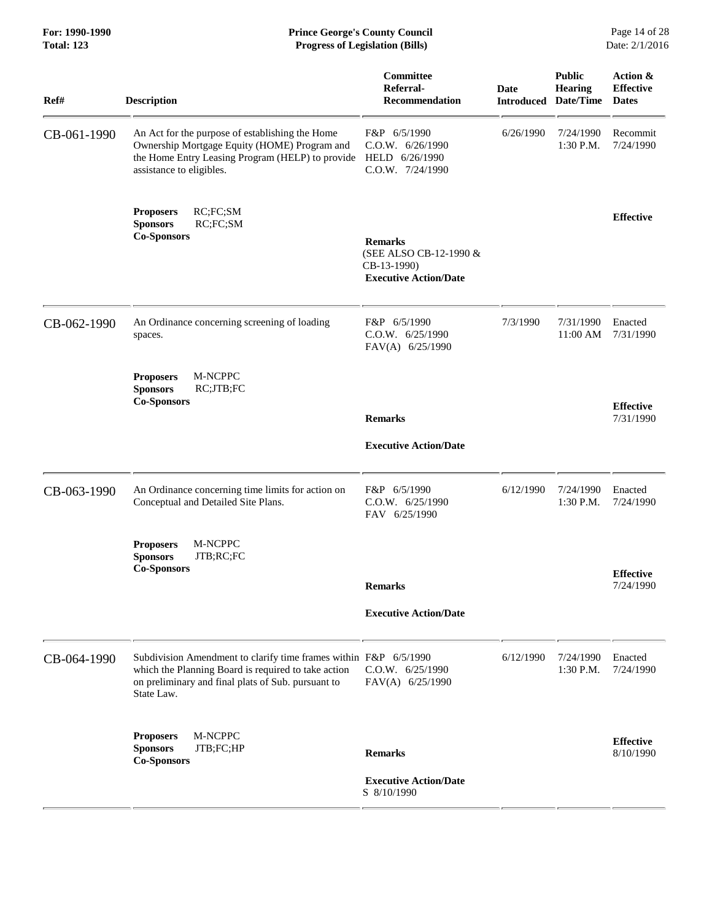| Ref# | Description | Committee Referral-Recommendation | Date Introduced | Public Hearing Date/Time | Action & Effective Dates |
|---|---|---|---|---|---|
| CB-061-1990 | An Act for the purpose of establishing the Home Ownership Mortgage Equity (HOME) Program and the Home Entry Leasing Program (HELP) to provide assistance to eligibles.<br><br>**Proposers** RC;FC;SM<br>**Sponsors** RC;FC;SM<br>**Co-Sponsors** | F&P 6/5/1990<br>C.O.W. 6/26/1990<br>HELD 6/26/1990<br>C.O.W. 7/24/1990<br><br>**Remarks**<br>(SEE ALSO CB-12-1990 & CB-13-1990)<br>**Executive Action/Date** | 6/26/1990 | 7/24/1990<br>1:30 P.M. | Recommit<br>7/24/1990<br><br>**Effective** |
| CB-062-1990 | An Ordinance concerning screening of loading spaces.<br><br>**Proposers** M-NCPPC<br>**Sponsors** RC;JTB;FC<br>**Co-Sponsors** | F&P 6/5/1990<br>C.O.W. 6/25/1990<br>FAV(A) 6/25/1990<br><br>**Remarks**<br><br>**Executive Action/Date** | 7/3/1990 | 7/31/1990<br>11:00 AM | Enacted<br>7/31/1990<br><br>**Effective**<br>7/31/1990 |
| CB-063-1990 | An Ordinance concerning time limits for action on Conceptual and Detailed Site Plans.<br><br>**Proposers** M-NCPPC<br>**Sponsors** JTB;RC;FC<br>**Co-Sponsors** | F&P 6/5/1990<br>C.O.W. 6/25/1990<br>FAV 6/25/1990<br><br>**Remarks**<br><br>**Executive Action/Date** | 6/12/1990 | 7/24/1990<br>1:30 P.M. | Enacted<br>7/24/1990<br><br>**Effective**<br>7/24/1990 |
| CB-064-1990 | Subdivision Amendment to clarify time frames within which the Planning Board is required to take action on preliminary and final plats of Sub. pursuant to State Law.<br><br>**Proposers** M-NCPPC<br>**Sponsors** JTB;FC;HP<br>**Co-Sponsors** | F&P 6/5/1990<br>C.O.W. 6/25/1990<br>FAV(A) 6/25/1990<br><br>**Remarks**<br><br>**Executive Action/Date**<br>S 8/10/1990 | 6/12/1990 | 7/24/1990<br>1:30 P.M. | Enacted<br>7/24/1990<br><br>**Effective**<br>8/10/1990 |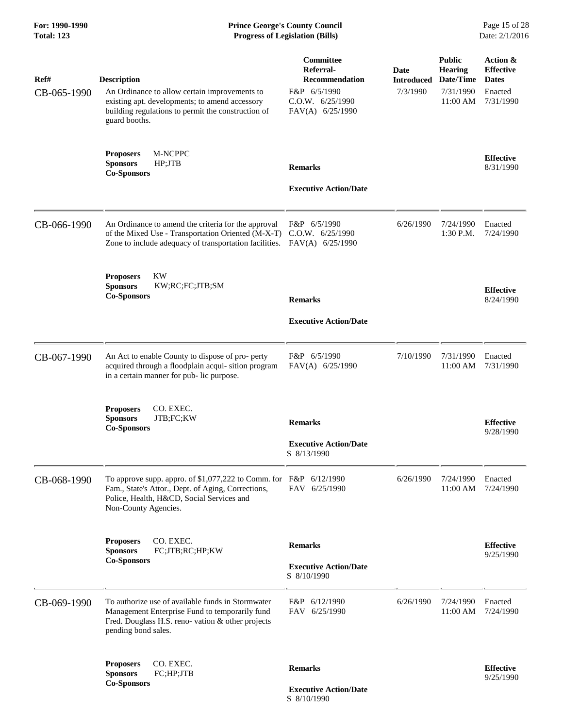| Ref# | Description | Committee Referral-Recommendation | Date Introduced | Public Hearing Date/Time | Action & Effective Dates |
|---|---|---|---|---|---|
| CB-065-1990 | An Ordinance to allow certain improvements to existing apt. developments; to amend accessory building regulations to permit the construction of guard booths. | F&P 6/5/1990<br>C.O.W. 6/25/1990<br>FAV(A) 6/25/1990 | 7/3/1990 | 7/31/1990<br>11:00 AM | Enacted<br>7/31/1990 |
| | **Proposers** M-NCPPC<br>**Sponsors** HP;JTB<br>**Co-Sponsors** | **Remarks**<br><br>**Executive Action/Date** | | | **Effective**<br>8/31/1990 |
| CB-066-1990 | An Ordinance to amend the criteria for the approval of the Mixed Use - Transportation Oriented (M-X-T) Zone to include adequacy of transportation facilities. | F&P 6/5/1990<br>C.O.W. 6/25/1990<br>FAV(A) 6/25/1990 | 6/26/1990 | 7/24/1990<br>1:30 P.M. | Enacted<br>7/24/1990 |
| | **Proposers** KW<br>**Sponsors** KW;RC;FC;JTB;SM<br>**Co-Sponsors** | **Remarks**<br><br>**Executive Action/Date** | | | **Effective**<br>8/24/1990 |
| CB-067-1990 | An Act to enable County to dispose of pro- perty acquired through a floodplain acqui- sition program in a certain manner for pub- lic purpose. | F&P 6/5/1990<br>FAV(A) 6/25/1990 | 7/10/1990 | 7/31/1990<br>11:00 AM | Enacted<br>7/31/1990 |
| | **Proposers** CO. EXEC.<br>**Sponsors** JTB;FC;KW<br>**Co-Sponsors** | **Remarks**<br><br>**Executive Action/Date**<br>S 8/13/1990 | | | **Effective**<br>9/28/1990 |
| CB-068-1990 | To approve supp. appro. of $1,077,222 to Comm. for Fam., State's Attor., Dept. of Aging, Corrections, Police, Health, H&CD, Social Services and Non-County Agencies. | F&P 6/12/1990<br>FAV 6/25/1990 | 6/26/1990 | 7/24/1990<br>11:00 AM | Enacted<br>7/24/1990 |
| | **Proposers** CO. EXEC.<br>**Sponsors** FC;JTB;RC;HP;KW<br>**Co-Sponsors** | **Remarks**<br><br>**Executive Action/Date**<br>S 8/10/1990 | | | **Effective**<br>9/25/1990 |
| CB-069-1990 | To authorize use of available funds in Stormwater Management Enterprise Fund to temporarily fund Fred. Douglass H.S. reno- vation & other projects pending bond sales. | F&P 6/12/1990<br>FAV 6/25/1990 | 6/26/1990 | 7/24/1990<br>11:00 AM | Enacted<br>7/24/1990 |
| | **Proposers** CO. EXEC.<br>**Sponsors** FC;HP;JTB<br>**Co-Sponsors** | **Remarks**<br><br>**Executive Action/Date**<br>S 8/10/1990 | | | **Effective**<br>9/25/1990 |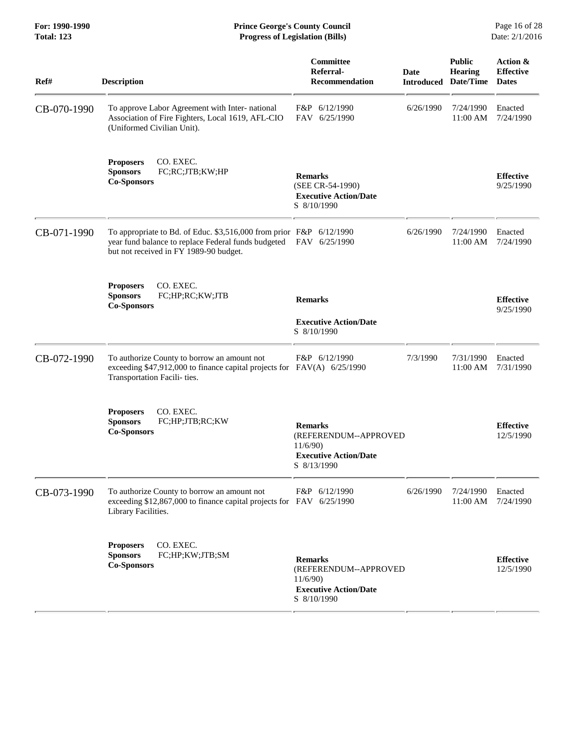**For: 1990-1990**
**Total: 123**

**Prince George's County Council**
**Progress of Legislation (Bills)**

Date: 2/1/2016

| Ref# | Description | Committee Referral-Recommendation | Date Introduced | Public Hearing Date/Time | Action & Effective Dates |
|---|---|---|---|---|---|
| CB-070-1990 | To approve Labor Agreement with Inter- national Association of Fire Fighters, Local 1619, AFL-CIO (Uniformed Civilian Unit). | F&P 6/12/1990<br>FAV 6/25/1990 | 6/26/1990 | 7/24/1990<br>11:00 AM | Enacted<br>7/24/1990 |
| | **Proposers** CO. EXEC.<br>**Sponsors** FC;RC;JTB;KW;HP<br>**Co-Sponsors** | **Remarks**<br>(SEE CR-54-1990)<br>**Executive Action/Date**<br>S 8/10/1990 | | | **Effective**<br>9/25/1990 |
| CB-071-1990 | To appropriate to Bd. of Educ. $3,516,000 from prior year fund balance to replace Federal funds budgeted but not received in FY 1989-90 budget. | F&P 6/12/1990<br>FAV 6/25/1990 | 6/26/1990 | 7/24/1990<br>11:00 AM | Enacted<br>7/24/1990 |
| | **Proposers** CO. EXEC.<br>**Sponsors** FC;HP;RC;KW;JTB<br>**Co-Sponsors** | **Remarks**<br>**Executive Action/Date**<br>S 8/10/1990 | | | **Effective**<br>9/25/1990 |
| CB-072-1990 | To authorize County to borrow an amount not exceeding $47,912,000 to finance capital projects for Transportation Facili- ties. | F&P 6/12/1990<br>FAV(A) 6/25/1990 | 7/3/1990 | 7/31/1990<br>11:00 AM | Enacted<br>7/31/1990 |
| | **Proposers** CO. EXEC.<br>**Sponsors** FC;HP;JTB;RC;KW<br>**Co-Sponsors** | **Remarks**<br>(REFERENDUM--APPROVED 11/6/90)<br>**Executive Action/Date**<br>S 8/13/1990 | | | **Effective**<br>12/5/1990 |
| CB-073-1990 | To authorize County to borrow an amount not exceeding $12,867,000 to finance capital projects for Library Facilities. | F&P 6/12/1990<br>FAV 6/25/1990 | 6/26/1990 | 7/24/1990<br>11:00 AM | Enacted<br>7/24/1990 |
| | **Proposers** CO. EXEC.<br>**Sponsors** FC;HP;KW;JTB;SM<br>**Co-Sponsors** | **Remarks**<br>(REFERENDUM--APPROVED 11/6/90)<br>**Executive Action/Date**<br>S 8/10/1990 | | | **Effective**<br>12/5/1990 |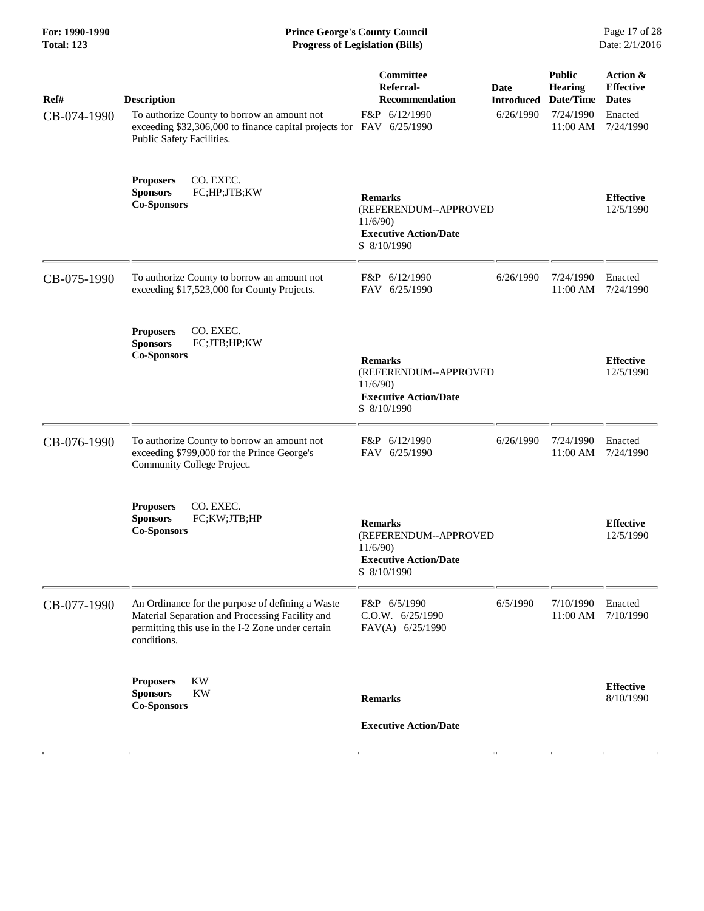| Ref# | Description | Committee Referral-Recommendation | Date Introduced | Public Hearing Date/Time | Action & Effective Dates |
|---|---|---|---|---|---|
| CB-074-1990 | To authorize County to borrow an amount not exceeding $32,306,000 to finance capital projects for Public Safety Facilities. | F&P 6/12/1990<br>FAV 6/25/1990 | 6/26/1990 | 7/24/1990<br>11:00 AM | Enacted<br>7/24/1990 |
| | **Proposers** CO. EXEC.<br>**Sponsors** FC;HP;JTB;KW<br>**Co-Sponsors** | **Remarks**<br>(REFERENDUM--APPROVED 11/6/90)<br>**Executive Action/Date**<br>S 8/10/1990 | | | **Effective**<br>12/5/1990 |
| CB-075-1990 | To authorize County to borrow an amount not exceeding $17,523,000 for County Projects. | F&P 6/12/1990<br>FAV 6/25/1990 | 6/26/1990 | 7/24/1990<br>11:00 AM | Enacted<br>7/24/1990 |
| | **Proposers** CO. EXEC.<br>**Sponsors** FC;JTB;HP;KW<br>**Co-Sponsors** | **Remarks**<br>(REFERENDUM--APPROVED 11/6/90)<br>**Executive Action/Date**<br>S 8/10/1990 | | | **Effective**<br>12/5/1990 |
| CB-076-1990 | To authorize County to borrow an amount not exceeding $799,000 for the Prince George's Community College Project. | F&P 6/12/1990<br>FAV 6/25/1990 | 6/26/1990 | 7/24/1990<br>11:00 AM | Enacted<br>7/24/1990 |
| | **Proposers** CO. EXEC.<br>**Sponsors** FC;KW;JTB;HP<br>**Co-Sponsors** | **Remarks**<br>(REFERENDUM--APPROVED 11/6/90)<br>**Executive Action/Date**<br>S 8/10/1990 | | | **Effective**<br>12/5/1990 |
| CB-077-1990 | An Ordinance for the purpose of defining a Waste Material Separation and Processing Facility and permitting this use in the I-2 Zone under certain conditions. | F&P 6/5/1990<br>C.O.W. 6/25/1990<br>FAV(A) 6/25/1990 | 6/5/1990 | 7/10/1990<br>11:00 AM | Enacted<br>7/10/1990 |
| | **Proposers** KW<br>**Sponsors** KW<br>**Co-Sponsors** | **Remarks**<br>**Executive Action/Date** | | | **Effective**<br>8/10/1990 |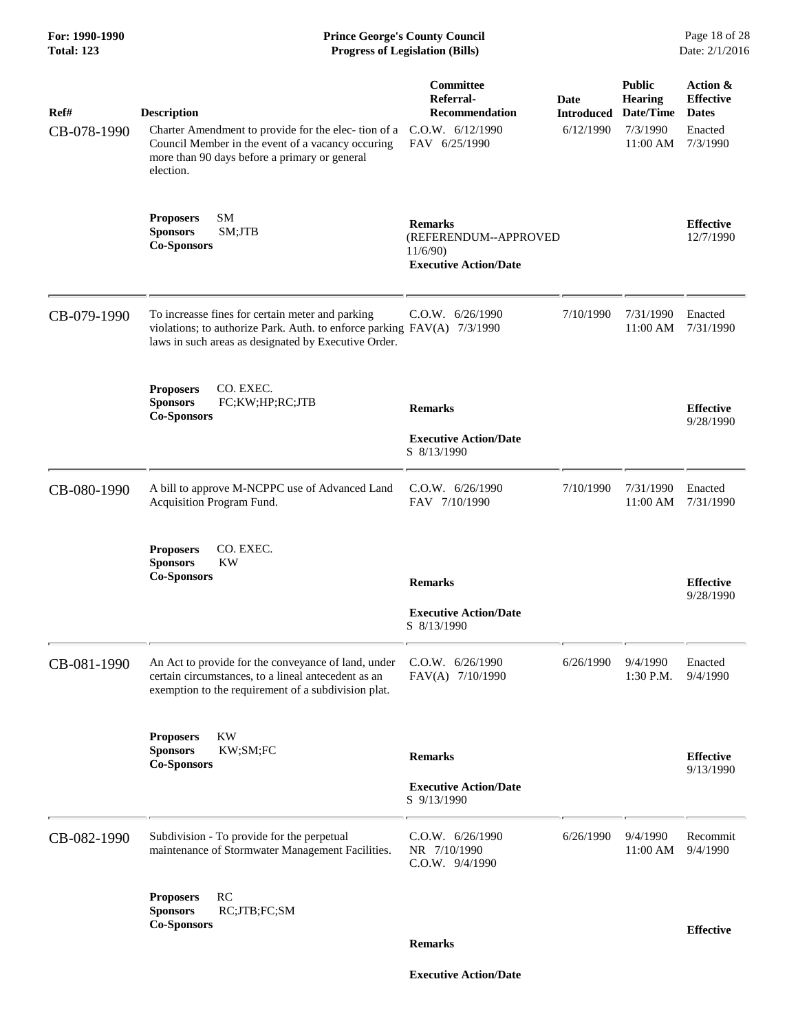**Prince George's County Council**
**Progress of Legislation (Bills)**

**For: 1990-1990**
**Total: 123**

Date: 2/1/2016

| Ref# | Description | Committee Referral-Recommendation | Date Introduced | Public Hearing Date/Time | Action & Effective Dates |
|---|---|---|---|---|---|
| CB-078-1990 | Charter Amendment to provide for the elec- tion of a Council Member in the event of a vacancy occuring more than 90 days before a primary or general election. | C.O.W. 6/12/1990<br>FAV 6/25/1990 | 6/12/1990 | 7/3/1990<br>11:00 AM | Enacted<br>7/3/1990 |
| | **Proposers** SM<br>**Sponsors** SM;JTB<br>**Co-Sponsors** | **Remarks**<br>(REFERENDUM--APPROVED 11/6/90)<br>**Executive Action/Date** | | | **Effective**<br>12/7/1990 |
| CB-079-1990 | To increasse fines for certain meter and parking violations; to authorize Park. Auth. to enforce parking laws in such areas as designated by Executive Order. | C.O.W. 6/26/1990<br>FAV(A) 7/3/1990 | 7/10/1990 | 7/31/1990<br>11:00 AM | Enacted<br>7/31/1990 |
| | **Proposers** CO. EXEC.<br>**Sponsors** FC;KW;HP;RC;JTB<br>**Co-Sponsors** | **Remarks**<br>**Executive Action/Date**<br>S 8/13/1990 | | | **Effective**<br>9/28/1990 |
| CB-080-1990 | A bill to approve M-NCPPC use of Advanced Land Acquisition Program Fund. | C.O.W. 6/26/1990<br>FAV 7/10/1990 | 7/10/1990 | 7/31/1990<br>11:00 AM | Enacted<br>7/31/1990 |
| | **Proposers** CO. EXEC.<br>**Sponsors** KW<br>**Co-Sponsors** | **Remarks**<br>**Executive Action/Date**<br>S 8/13/1990 | | | **Effective**<br>9/28/1990 |
| CB-081-1990 | An Act to provide for the conveyance of land, under certain circumstances, to a lineal antecedent as an exemption to the requirement of a subdivision plat. | C.O.W. 6/26/1990<br>FAV(A) 7/10/1990 | 6/26/1990 | 9/4/1990<br>1:30 P.M. | Enacted<br>9/4/1990 |
| | **Proposers** KW<br>**Sponsors** KW;SM;FC<br>**Co-Sponsors** | **Remarks**<br>**Executive Action/Date**<br>S 9/13/1990 | | | **Effective**<br>9/13/1990 |
| CB-082-1990 | Subdivision - To provide for the perpetual maintenance of Stormwater Management Facilities. | C.O.W. 6/26/1990<br>NR 7/10/1990<br>C.O.W. 9/4/1990 | 6/26/1990 | 9/4/1990<br>11:00 AM | Recommit<br>9/4/1990 |
| | **Proposers** RC<br>**Sponsors** RC;JTB;FC;SM<br>**Co-Sponsors** | **Remarks**<br>**Executive Action/Date** | | | **Effective** |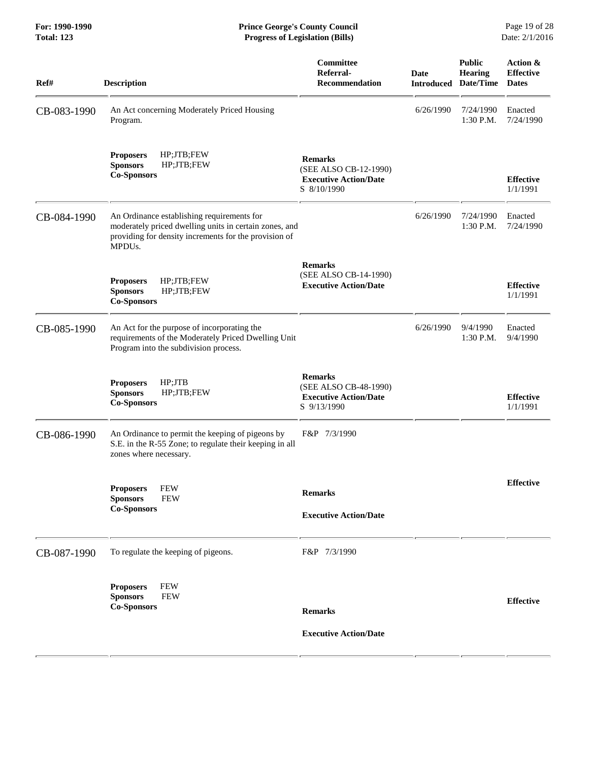| Ref# | Description | Committee Referral-Recommendation | Date Introduced | Public Hearing Date/Time | Action & Effective Dates |
|---|---|---|---|---|---|
| CB-083-1990 | An Act concerning Moderately Priced Housing Program. | | 6/26/1990 | 7/24/1990 1:30 P.M. | Enacted 7/24/1990 |
| | **Proposers** HP;JTB;FEW **Sponsors** HP;JTB;FEW **Co-Sponsors** | **Remarks** (SEE ALSO CB-12-1990) **Executive Action/Date** S 8/10/1990 | | | **Effective** 1/1/1991 |
| CB-084-1990 | An Ordinance establishing requirements for moderately priced dwelling units in certain zones, and providing for density increments for the provision of MPDUs. | | 6/26/1990 | 7/24/1990 1:30 P.M. | Enacted 7/24/1990 |
| | **Proposers** HP;JTB;FEW **Sponsors** HP;JTB;FEW **Co-Sponsors** | **Remarks** (SEE ALSO CB-14-1990) **Executive Action/Date** | | | **Effective** 1/1/1991 |
| CB-085-1990 | An Act for the purpose of incorporating the requirements of the Moderately Priced Dwelling Unit Program into the subdivision process. | | 6/26/1990 | 9/4/1990 1:30 P.M. | Enacted 9/4/1990 |
| | **Proposers** HP;JTB **Sponsors** HP;JTB;FEW **Co-Sponsors** | **Remarks** (SEE ALSO CB-48-1990) **Executive Action/Date** S 9/13/1990 | | | **Effective** 1/1/1991 |
| CB-086-1990 | An Ordinance to permit the keeping of pigeons by S.E. in the R-55 Zone; to regulate their keeping in all zones where necessary. | F&P 7/3/1990 | | | |
| | **Proposers** FEW **Sponsors** FEW **Co-Sponsors** | **Remarks** **Executive Action/Date** | | | **Effective** |
| CB-087-1990 | To regulate the keeping of pigeons. | F&P 7/3/1990 | | | |
| | **Proposers** FEW **Sponsors** FEW **Co-Sponsors** | **Remarks** **Executive Action/Date** | | | **Effective** |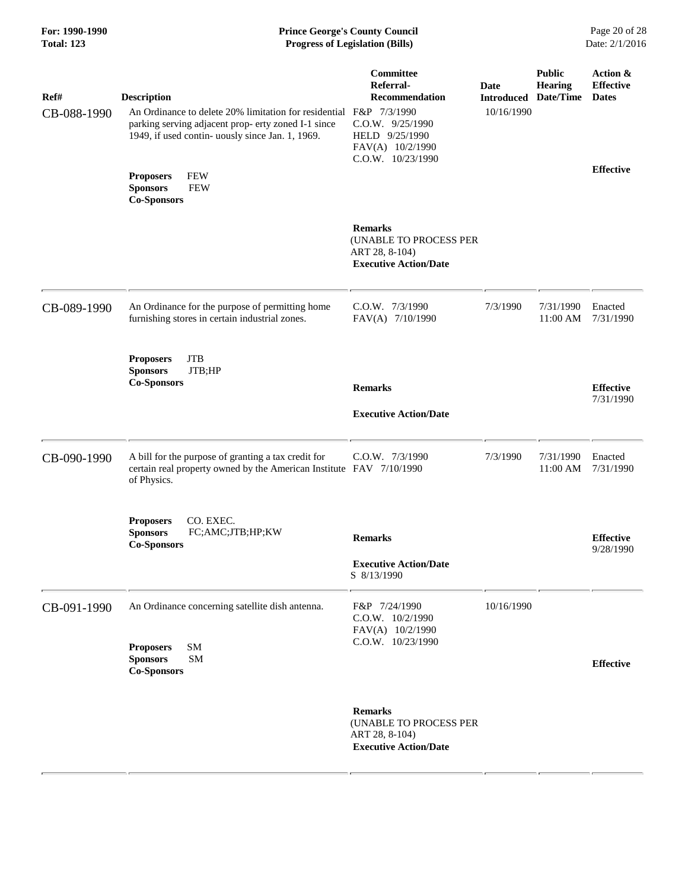| Ref# | Description | Committee Referral-Recommendation | Date Introduced | Public Hearing Date/Time | Action & Effective Dates |
|---|---|---|---|---|---|
| CB-088-1990 | An Ordinance to delete 20% limitation for residential parking serving adjacent prop- erty zoned I-1 since 1949, if used contin- uously since Jan. 1, 1969.<br><br>**Proposers** FEW<br>**Sponsors** FEW<br>**Co-Sponsors** | F&P 7/3/1990<br>C.O.W. 9/25/1990<br>HELD 9/25/1990<br>FAV(A) 10/2/1990<br>C.O.W. 10/23/1990<br><br>**Remarks**<br>(UNABLE TO PROCESS PER ART 28, 8-104)<br>**Executive Action/Date** | 10/16/1990 | | **Effective** |
| CB-089-1990 | An Ordinance for the purpose of permitting home furnishing stores in certain industrial zones.<br><br>**Proposers** JTB<br>**Sponsors** JTB;HP<br>**Co-Sponsors** | C.O.W. 7/3/1990<br>FAV(A) 7/10/1990<br><br>**Remarks**<br><br>**Executive Action/Date** | 7/3/1990 | 7/31/1990 11:00 AM | Enacted 7/31/1990<br><br>**Effective** 7/31/1990 |
| CB-090-1990 | A bill for the purpose of granting a tax credit for certain real property owned by the American Institute of Physics.<br><br>**Proposers** CO. EXEC.<br>**Sponsors** FC;AMC;JTB;HP;KW<br>**Co-Sponsors** | C.O.W. 7/3/1990<br>FAV 7/10/1990<br><br>**Remarks**<br><br>**Executive Action/Date**<br>S 8/13/1990 | 7/3/1990 | 7/31/1990 11:00 AM | Enacted 7/31/1990<br><br>**Effective** 9/28/1990 |
| CB-091-1990 | An Ordinance concerning satellite dish antenna.<br><br>**Proposers** SM<br>**Sponsors** SM<br>**Co-Sponsors** | F&P 7/24/1990<br>C.O.W. 10/2/1990<br>FAV(A) 10/2/1990<br>C.O.W. 10/23/1990<br><br>**Remarks**<br>(UNABLE TO PROCESS PER ART 28, 8-104)<br>**Executive Action/Date** | 10/16/1990 | | **Effective** |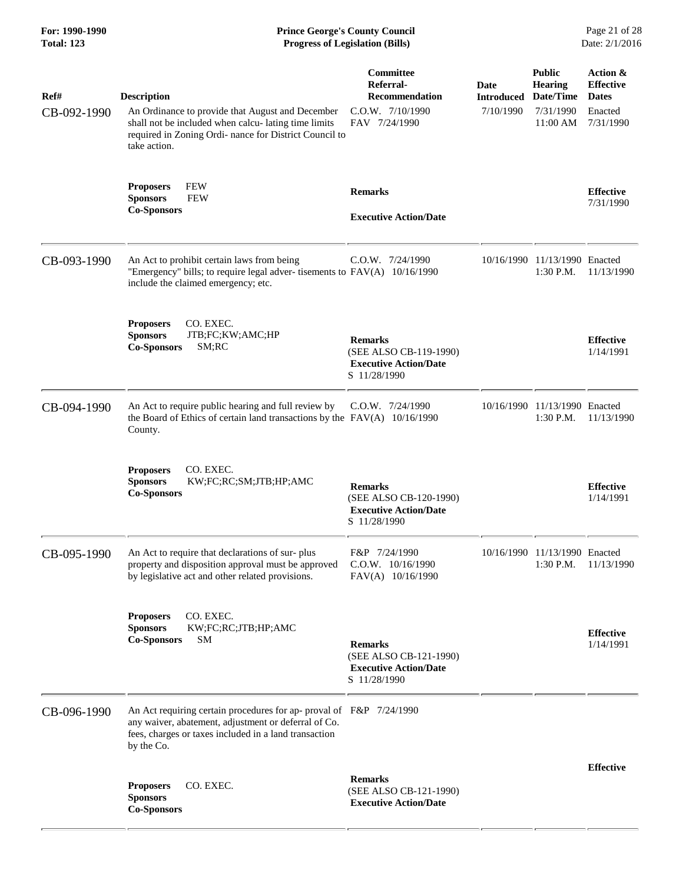| Ref# | Description | Committee Referral-Recommendation | Date Introduced | Public Hearing Date/Time | Action & Effective Dates |
|---|---|---|---|---|---|
| CB-092-1990 | An Ordinance to provide that August and December shall not be included when calcu- lating time limits required in Zoning Ordi- nance for District Council to take action. | C.O.W. 7/10/1990<br>FAV 7/24/1990 | 7/10/1990 | 7/31/1990<br>11:00 AM | Enacted<br>7/31/1990 |
| | **Proposers** FEW<br>**Sponsors** FEW<br>**Co-Sponsors** | **Remarks**<br><br>**Executive Action/Date** | | | **Effective**<br>7/31/1990 |
| CB-093-1990 | An Act to prohibit certain laws from being "Emergency" bills; to require legal adver- tisements to include the claimed emergency; etc. | C.O.W. 7/24/1990<br>FAV(A) 10/16/1990 | 10/16/1990 | 11/13/1990<br>1:30 P.M. | Enacted<br>11/13/1990 |
| | **Proposers** CO. EXEC.<br>**Sponsors** JTB;FC;KW;AMC;HP<br>**Co-Sponsors** SM;RC | **Remarks**<br>(SEE ALSO CB-119-1990)<br>**Executive Action/Date**<br>S 11/28/1990 | | | **Effective**<br>1/14/1991 |
| CB-094-1990 | An Act to require public hearing and full review by the Board of Ethics of certain land transactions by the County. | C.O.W. 7/24/1990<br>FAV(A) 10/16/1990 | 10/16/1990 | 11/13/1990<br>1:30 P.M. | Enacted<br>11/13/1990 |
| | **Proposers** CO. EXEC.<br>**Sponsors** KW;FC;RC;SM;JTB;HP;AMC<br>**Co-Sponsors** | **Remarks**<br>(SEE ALSO CB-120-1990)<br>**Executive Action/Date**<br>S 11/28/1990 | | | **Effective**<br>1/14/1991 |
| CB-095-1990 | An Act to require that declarations of sur- plus property and disposition approval must be approved by legislative act and other related provisions. | F&P 7/24/1990<br>C.O.W. 10/16/1990<br>FAV(A) 10/16/1990 | 10/16/1990 | 11/13/1990<br>1:30 P.M. | Enacted<br>11/13/1990 |
| | **Proposers** CO. EXEC.<br>**Sponsors** KW;FC;RC;JTB;HP;AMC<br>**Co-Sponsors** SM | **Remarks**<br>(SEE ALSO CB-121-1990)<br>**Executive Action/Date**<br>S 11/28/1990 | | | **Effective**<br>1/14/1991 |
| CB-096-1990 | An Act requiring certain procedures for ap- proval of any waiver, abatement, adjustment or deferral of Co. fees, charges or taxes included in a land transaction by the Co. | F&P 7/24/1990 | | | |
| | **Proposers** CO. EXEC.<br>**Sponsors**<br>**Co-Sponsors** | **Remarks**<br>(SEE ALSO CB-121-1990)<br>**Executive Action/Date** | | | **Effective** |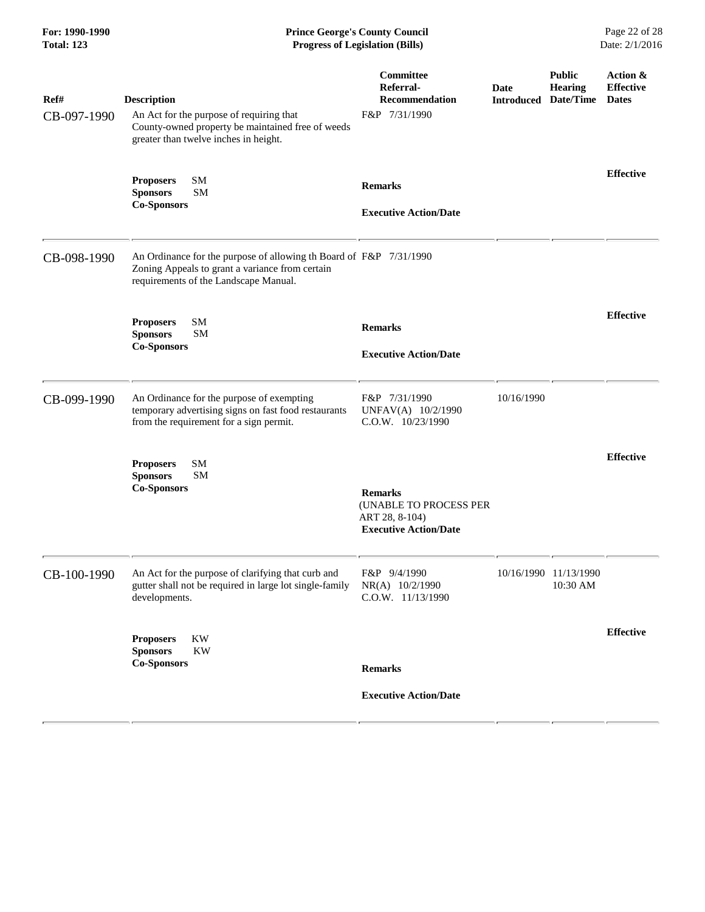| Ref# | Description | Committee Referral-Recommendation | Date Introduced | Public Hearing Date/Time | Action & Effective Dates |
|---|---|---|---|---|---|
| CB-097-1990 | An Act for the purpose of requiring that County-owned property be maintained free of weeds greater than twelve inches in height. | F&P 7/31/1990 | | | |
| | **Proposers** SM<br>**Sponsors** SM<br>**Co-Sponsors** | **Remarks**<br><br>**Executive Action/Date** | | | **Effective** |
| CB-098-1990 | An Ordinance for the purpose of allowing th Board of Zoning Appeals to grant a variance from certain requirements of the Landscape Manual. | F&P 7/31/1990 | | | |
| | **Proposers** SM<br>**Sponsors** SM<br>**Co-Sponsors** | **Remarks**<br><br>**Executive Action/Date** | | | **Effective** |
| CB-099-1990 | An Ordinance for the purpose of exempting temporary advertising signs on fast food restaurants from the requirement for a sign permit. | F&P 7/31/1990<br>UNFAV(A) 10/2/1990<br>C.O.W. 10/23/1990 | 10/16/1990 | | |
| | **Proposers** SM<br>**Sponsors** SM<br>**Co-Sponsors** | **Remarks**<br>(UNABLE TO PROCESS PER ART 28, 8-104)<br>**Executive Action/Date** | | | **Effective** |
| CB-100-1990 | An Act for the purpose of clarifying that curb and gutter shall not be required in large lot single-family developments. | F&P 9/4/1990<br>NR(A) 10/2/1990<br>C.O.W. 11/13/1990 | 10/16/1990 | 11/13/1990 10:30 AM | |
| | **Proposers** KW<br>**Sponsors** KW<br>**Co-Sponsors** | **Remarks**<br><br>**Executive Action/Date** | | | **Effective** |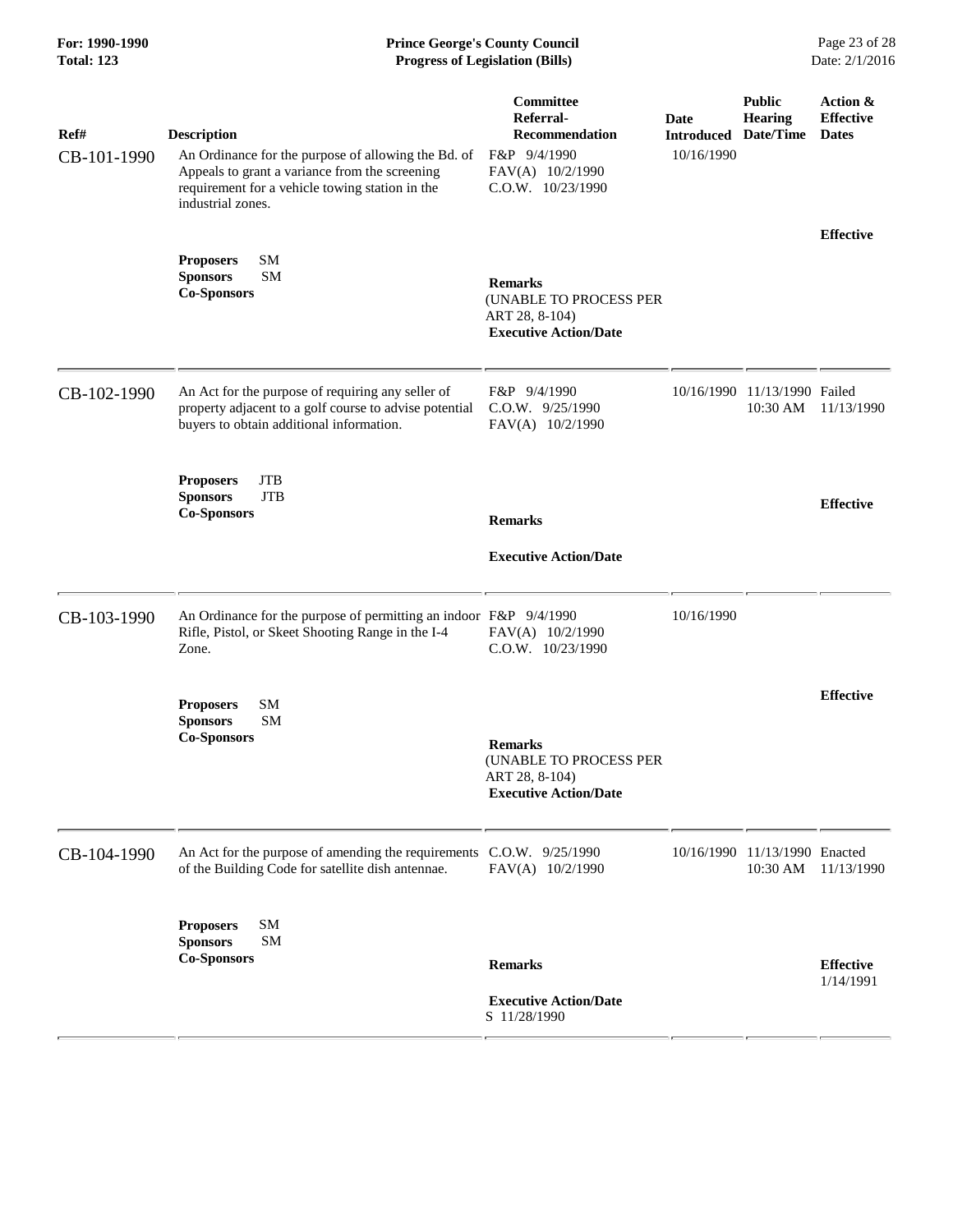| Ref# | Description | Committee Referral-Recommendation | Date Introduced | Public Hearing Date/Time | Action & Effective Dates |
|---|---|---|---|---|---|
| CB-101-1990 | An Ordinance for the purpose of allowing the Bd. of Appeals to grant a variance from the screening requirement for a vehicle towing station in the industrial zones.<br>**Proposers** SM<br>**Sponsors** SM<br>**Co-Sponsors** | F&P 9/4/1990<br>FAV(A) 10/2/1990<br>C.O.W. 10/23/1990<br>**Remarks**<br>(UNABLE TO PROCESS PER ART 28, 8-104)<br>**Executive Action/Date** | 10/16/1990 | | **Effective** |
| CB-102-1990 | An Act for the purpose of requiring any seller of property adjacent to a golf course to advise potential buyers to obtain additional information.<br>**Proposers** JTB<br>**Sponsors** JTB<br>**Co-Sponsors** | F&P 9/4/1990<br>C.O.W. 9/25/1990<br>FAV(A) 10/2/1990<br>**Remarks**<br>**Executive Action/Date** | 10/16/1990 | 11/13/1990 10:30 AM | Failed 11/13/1990<br>**Effective** |
| CB-103-1990 | An Ordinance for the purpose of permitting an indoor Rifle, Pistol, or Skeet Shooting Range in the I-4 Zone.<br>**Proposers** SM<br>**Sponsors** SM<br>**Co-Sponsors** | F&P 9/4/1990<br>FAV(A) 10/2/1990<br>C.O.W. 10/23/1990<br>**Remarks**<br>(UNABLE TO PROCESS PER ART 28, 8-104)<br>**Executive Action/Date** | 10/16/1990 | | **Effective** |
| CB-104-1990 | An Act for the purpose of amending the requirements of the Building Code for satellite dish antennae.<br>**Proposers** SM<br>**Sponsors** SM<br>**Co-Sponsors** | C.O.W. 9/25/1990<br>FAV(A) 10/2/1990<br>**Remarks**<br>**Executive Action/Date**<br>S 11/28/1990 | 10/16/1990 | 11/13/1990 10:30 AM | Enacted 11/13/1990<br>**Effective** 1/14/1991 |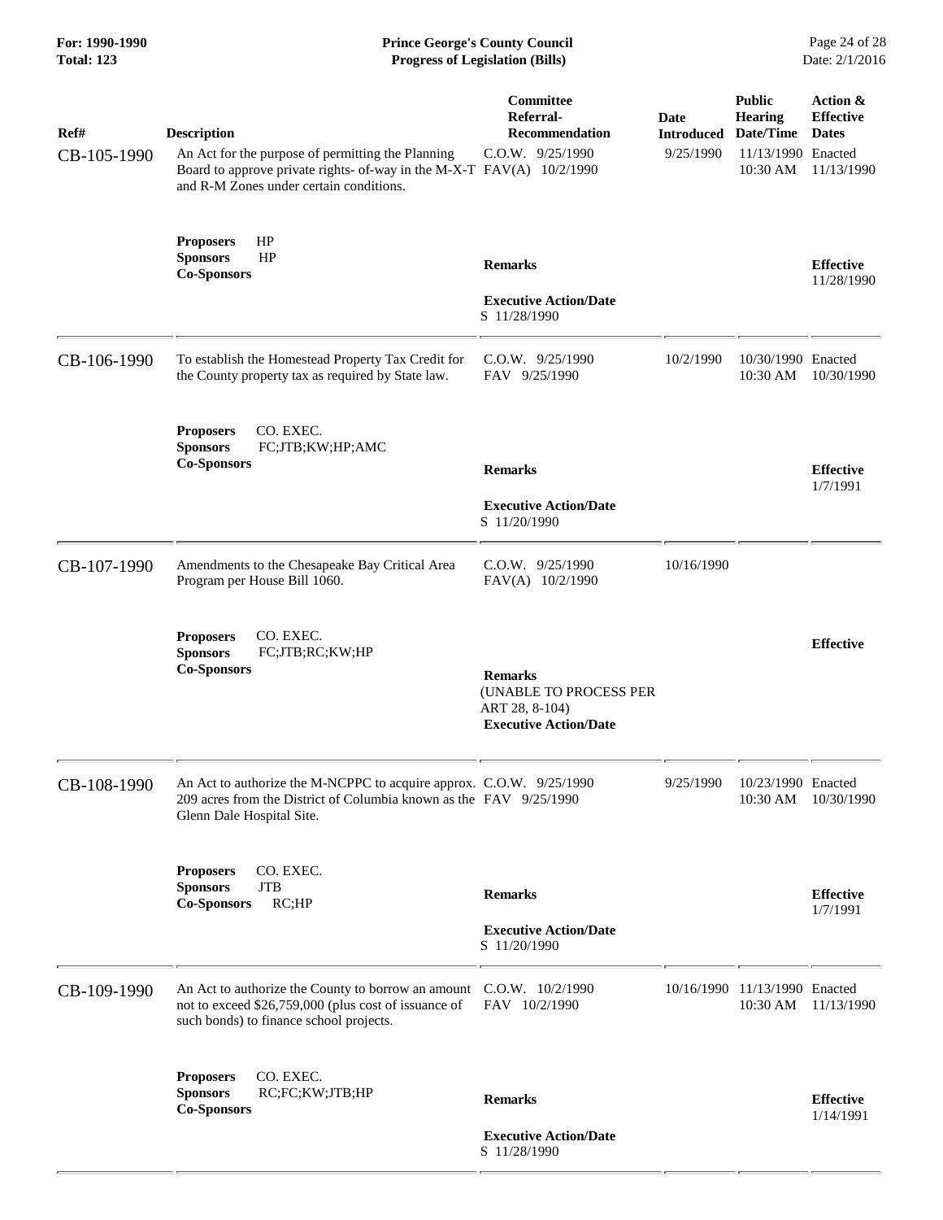| Ref# | Description | Committee Referral-Recommendation | Date Introduced | Public Hearing Date/Time | Action & Effective Dates |
|---|---|---|---|---|---|
| CB-105-1990 | An Act for the purpose of permitting the Planning Board to approve private rights- of-way in the M-X-T and R-M Zones under certain conditions. | C.O.W. 9/25/1990<br>FAV(A) 10/2/1990 | 9/25/1990 | 11/13/1990<br>10:30 AM | Enacted<br>11/13/1990 |
| | **Proposers** HP<br>**Sponsors** HP<br>**Co-Sponsors** | **Remarks**<br><br>**Executive Action/Date**<br>S 11/28/1990 | | | **Effective**<br>11/28/1990 |
| CB-106-1990 | To establish the Homestead Property Tax Credit for the County property tax as required by State law. | C.O.W. 9/25/1990<br>FAV 9/25/1990 | 10/2/1990 | 10/30/1990<br>10:30 AM | Enacted<br>10/30/1990 |
| | **Proposers** CO. EXEC.<br>**Sponsors** FC;JTB;KW;HP;AMC<br>**Co-Sponsors** | **Remarks**<br><br>**Executive Action/Date**<br>S 11/20/1990 | | | **Effective**<br>1/7/1991 |
| CB-107-1990 | Amendments to the Chesapeake Bay Critical Area Program per House Bill 1060. | C.O.W. 9/25/1990<br>FAV(A) 10/2/1990 | 10/16/1990 | | |
| | **Proposers** CO. EXEC.<br>**Sponsors** FC;JTB;RC;KW;HP<br>**Co-Sponsors** | **Remarks**<br>(UNABLE TO PROCESS PER ART 28, 8-104)<br>**Executive Action/Date** | | | **Effective** |
| CB-108-1990 | An Act to authorize the M-NCPPC to acquire approx. 209 acres from the District of Columbia known as the Glenn Dale Hospital Site. | C.O.W. 9/25/1990<br>FAV 9/25/1990 | 9/25/1990 | 10/23/1990<br>10:30 AM | Enacted<br>10/30/1990 |
| | **Proposers** CO. EXEC.<br>**Sponsors** JTB<br>**Co-Sponsors** RC;HP | **Remarks**<br><br>**Executive Action/Date**<br>S 11/20/1990 | | | **Effective**<br>1/7/1991 |
| CB-109-1990 | An Act to authorize the County to borrow an amount not to exceed $26,759,000 (plus cost of issuance of such bonds) to finance school projects. | C.O.W. 10/2/1990<br>FAV 10/2/1990 | 10/16/1990 | 11/13/1990<br>10:30 AM | Enacted<br>11/13/1990 |
| | **Proposers** CO. EXEC.<br>**Sponsors** RC;FC;KW;JTB;HP<br>**Co-Sponsors** | **Remarks**<br><br>**Executive Action/Date**<br>S 11/28/1990 | | | **Effective**<br>1/14/1991 |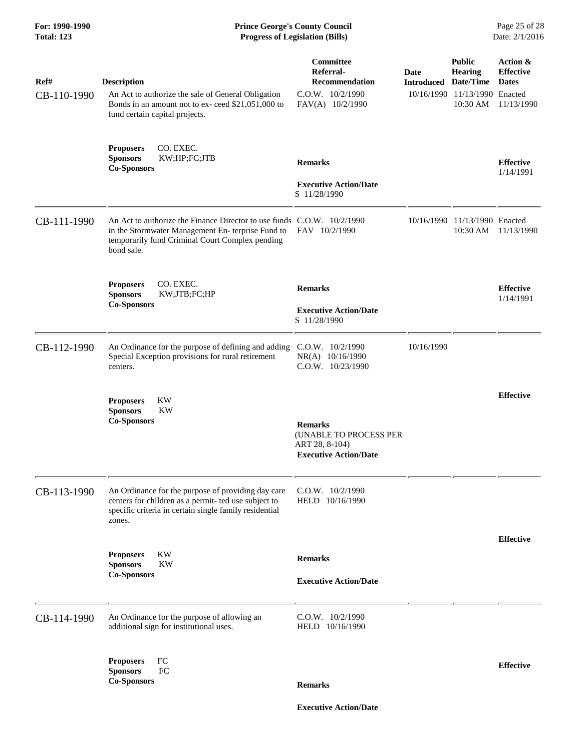| Ref# | Description | Committee Referral-Recommendation | Date Introduced | Public Hearing Date/Time | Action & Effective Dates |
|---|---|---|---|---|---|
| CB-110-1990 | An Act to authorize the sale of General Obligation Bonds in an amount not to ex- ceed $21,051,000 to fund certain capital projects. | C.O.W. 10/2/1990<br>FAV(A) 10/2/1990 | 10/16/1990 | 11/13/1990 10:30 AM | Enacted 11/13/1990 |
| | **Proposers** CO. EXEC.<br>**Sponsors** KW;HP;FC;JTB<br>**Co-Sponsors** | **Remarks**<br><br>**Executive Action/Date**<br>S 11/28/1990 | | | **Effective** 1/14/1991 |
| CB-111-1990 | An Act to authorize the Finance Director to use funds in the Stormwater Management En- terprise Fund to temporarily fund Criminal Court Complex pending bond sale. | C.O.W. 10/2/1990<br>FAV 10/2/1990 | 10/16/1990 | 11/13/1990 10:30 AM | Enacted 11/13/1990 |
| | **Proposers** CO. EXEC.<br>**Sponsors** KW;JTB;FC;HP<br>**Co-Sponsors** | **Remarks**<br><br>**Executive Action/Date**<br>S 11/28/1990 | | | **Effective** 1/14/1991 |
| CB-112-1990 | An Ordinance for the purpose of defining and adding Special Exception provisions for rural retirement centers. | C.O.W. 10/2/1990<br>NR(A) 10/16/1990<br>C.O.W. 10/23/1990 | 10/16/1990 | | |
| | **Proposers** KW<br>**Sponsors** KW<br>**Co-Sponsors** | **Remarks**<br>(UNABLE TO PROCESS PER ART 28, 8-104)<br>**Executive Action/Date** | | | **Effective** |
| CB-113-1990 | An Ordinance for the purpose of providing day care centers for children as a permit- ted use subject to specific criteria in certain single family residential zones. | C.O.W. 10/2/1990<br>HELD 10/16/1990 | | | |
| | **Proposers** KW<br>**Sponsors** KW<br>**Co-Sponsors** | **Remarks**<br><br>**Executive Action/Date** | | | **Effective** |
| CB-114-1990 | An Ordinance for the purpose of allowing an additional sign for institutional uses. | C.O.W. 10/2/1990<br>HELD 10/16/1990 | | | |
| | **Proposers** FC<br>**Sponsors** FC<br>**Co-Sponsors** | **Remarks**<br><br>**Executive Action/Date** | | | **Effective** |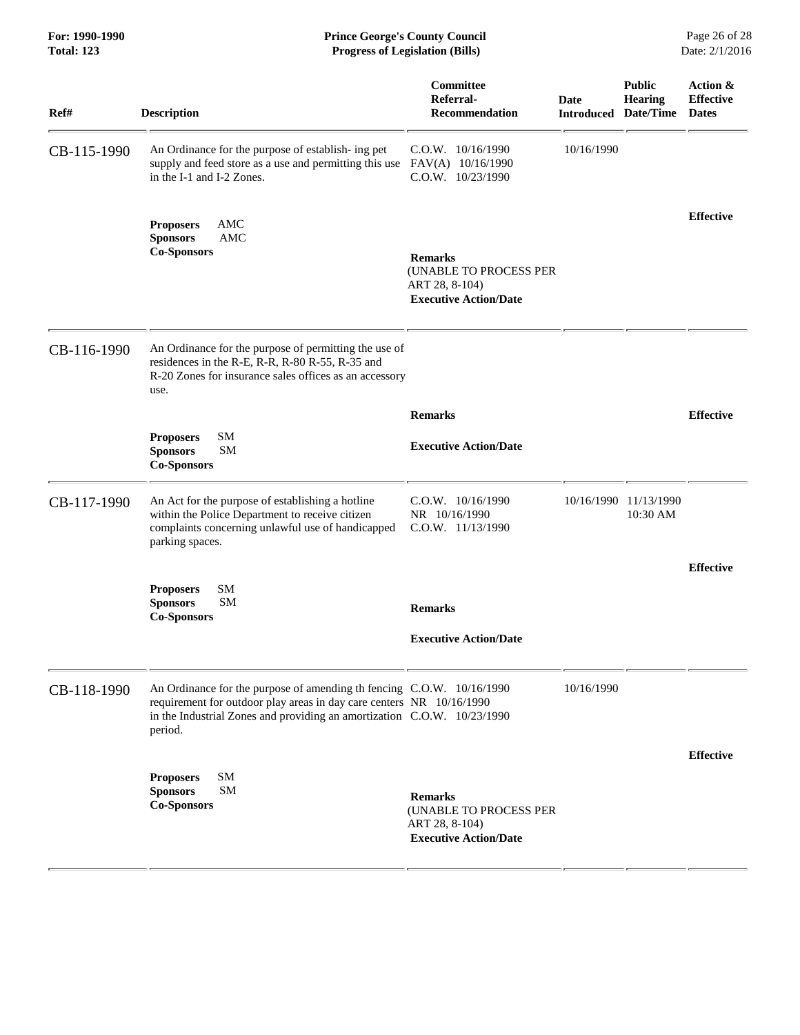| Ref# | Description | Committee Referral-Recommendation | Date Introduced | Public Hearing Date/Time | Action & Effective Dates |
|---|---|---|---|---|---|
| CB-115-1990 | An Ordinance for the purpose of establish- ing pet supply and feed store as a use and permitting this use in the I-1 and I-2 Zones.<br><br>**Proposers** AMC<br>**Sponsors** AMC<br>**Co-Sponsors** | C.O.W. 10/16/1990<br>FAV(A) 10/16/1990<br>C.O.W. 10/23/1990<br><br>**Remarks**<br>(UNABLE TO PROCESS PER ART 28, 8-104)<br>**Executive Action/Date** | 10/16/1990 | | **Effective** |
| CB-116-1990 | An Ordinance for the purpose of permitting the use of residences in the R-E, R-R, R-80 R-55, R-35 and R-20 Zones for insurance sales offices as an accessory use.<br><br>**Proposers** SM<br>**Sponsors** SM<br>**Co-Sponsors** | **Remarks**<br><br>**Executive Action/Date** | | | **Effective** |
| CB-117-1990 | An Act for the purpose of establishing a hotline within the Police Department to receive citizen complaints concerning unlawful use of handicapped parking spaces.<br><br>**Proposers** SM<br>**Sponsors** SM<br>**Co-Sponsors** | C.O.W. 10/16/1990<br>NR 10/16/1990<br>C.O.W. 11/13/1990<br><br>**Remarks**<br><br>**Executive Action/Date** | 10/16/1990 | 11/13/1990 10:30 AM | **Effective** |
| CB-118-1990 | An Ordinance for the purpose of amending th fencing requirement for outdoor play areas in day care centers in the Industrial Zones and providing an amortization period.<br><br>**Proposers** SM<br>**Sponsors** SM<br>**Co-Sponsors** | C.O.W. 10/16/1990<br>NR 10/16/1990<br>C.O.W. 10/23/1990<br><br>**Remarks**<br>(UNABLE TO PROCESS PER ART 28, 8-104)<br>**Executive Action/Date** | 10/16/1990 | | **Effective** |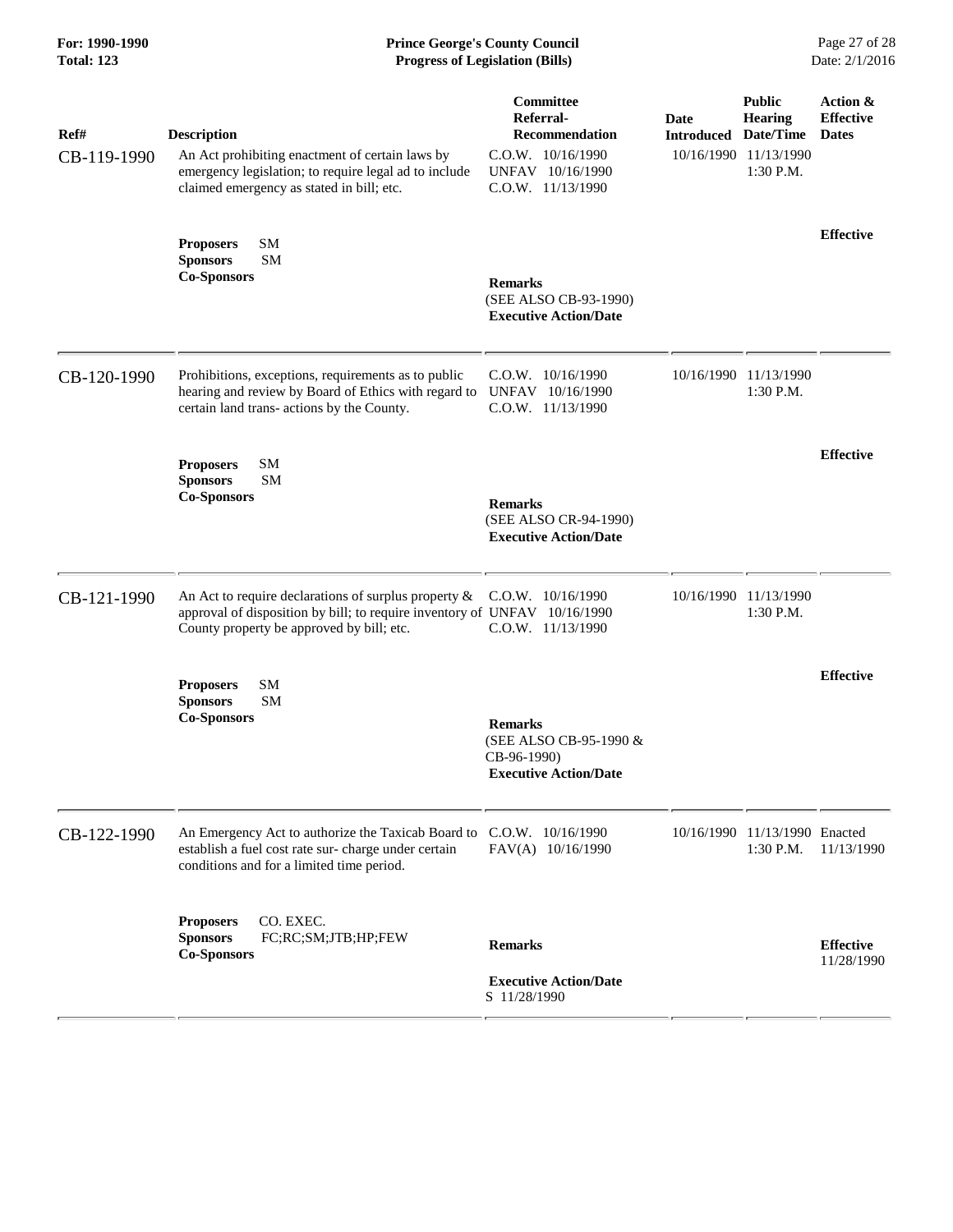| Ref# | Description | Committee Referral-Recommendation | Date Introduced | Public Hearing Date/Time | Action & Effective Dates |
|---|---|---|---|---|---|
| CB-119-1990 | An Act prohibiting enactment of certain laws by emergency legislation; to require legal ad to include claimed emergency as stated in bill; etc.<br>**Proposers** SM<br>**Sponsors** SM<br>**Co-Sponsors** | C.O.W. 10/16/1990<br>UNFAV 10/16/1990<br>C.O.W. 11/13/1990<br>**Remarks**<br>(SEE ALSO CB-93-1990)<br>**Executive Action/Date** | 10/16/1990 | 11/13/1990<br>1:30 P.M. | **Effective** |
| CB-120-1990 | Prohibitions, exceptions, requirements as to public hearing and review by Board of Ethics with regard to certain land trans- actions by the County.<br>**Proposers** SM<br>**Sponsors** SM<br>**Co-Sponsors** | C.O.W. 10/16/1990<br>UNFAV 10/16/1990<br>C.O.W. 11/13/1990<br>**Remarks**<br>(SEE ALSO CR-94-1990)<br>**Executive Action/Date** | 10/16/1990 | 11/13/1990<br>1:30 P.M. | **Effective** |
| CB-121-1990 | An Act to require declarations of surplus property & approval of disposition by bill; to require inventory of County property be approved by bill; etc.<br>**Proposers** SM<br>**Sponsors** SM<br>**Co-Sponsors** | C.O.W. 10/16/1990<br>UNFAV 10/16/1990<br>C.O.W. 11/13/1990<br>**Remarks**<br>(SEE ALSO CB-95-1990 & CB-96-1990)<br>**Executive Action/Date** | 10/16/1990 | 11/13/1990<br>1:30 P.M. | **Effective** |
| CB-122-1990 | An Emergency Act to authorize the Taxicab Board to establish a fuel cost rate sur- charge under certain conditions and for a limited time period.<br>**Proposers** CO. EXEC.<br>**Sponsors** FC;RC;SM;JTB;HP;FEW<br>**Co-Sponsors** | C.O.W. 10/16/1990<br>FAV(A) 10/16/1990<br>**Remarks**<br>**Executive Action/Date**<br>S 11/28/1990 | 10/16/1990 | 11/13/1990<br>1:30 P.M. | Enacted 11/13/1990<br>**Effective** 11/28/1990 |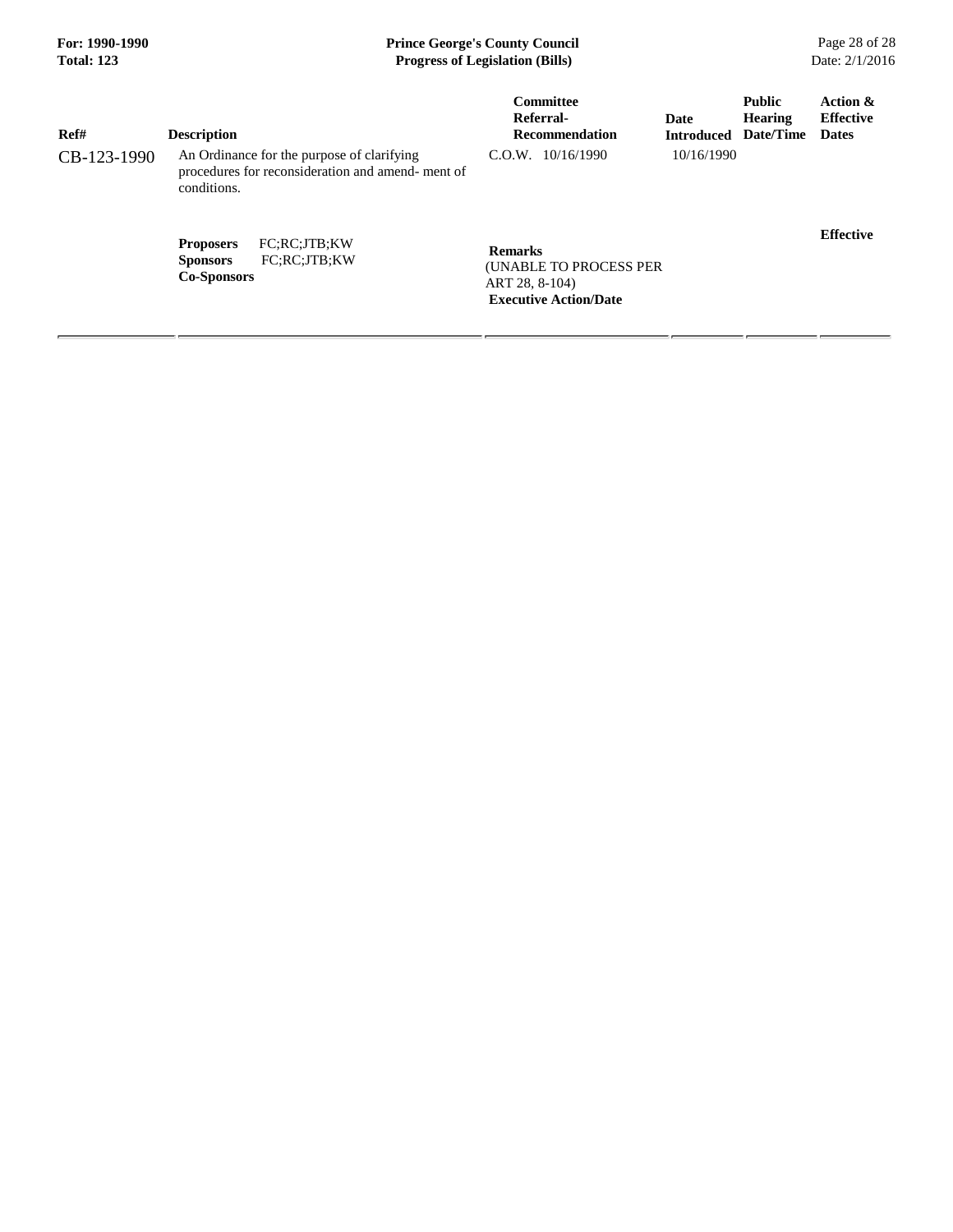| Ref# | Description | Committee Referral-Recommendation | Date Introduced | Public Hearing Date/Time | Action & Effective Dates |
|---|---|---|---|---|---|
| CB-123-1990 | An Ordinance for the purpose of clarifying procedures for reconsideration and amend- ment of conditions. | C.O.W. 10/16/1990 | 10/16/1990 | | |
| | **Proposers** FC;RC;JTB;KW<br>**Sponsors** FC;RC;JTB;KW<br>**Co-Sponsors** | **Remarks**<br>(UNABLE TO PROCESS PER ART 28, 8-104)<br>**Executive Action/Date** | | | **Effective** |